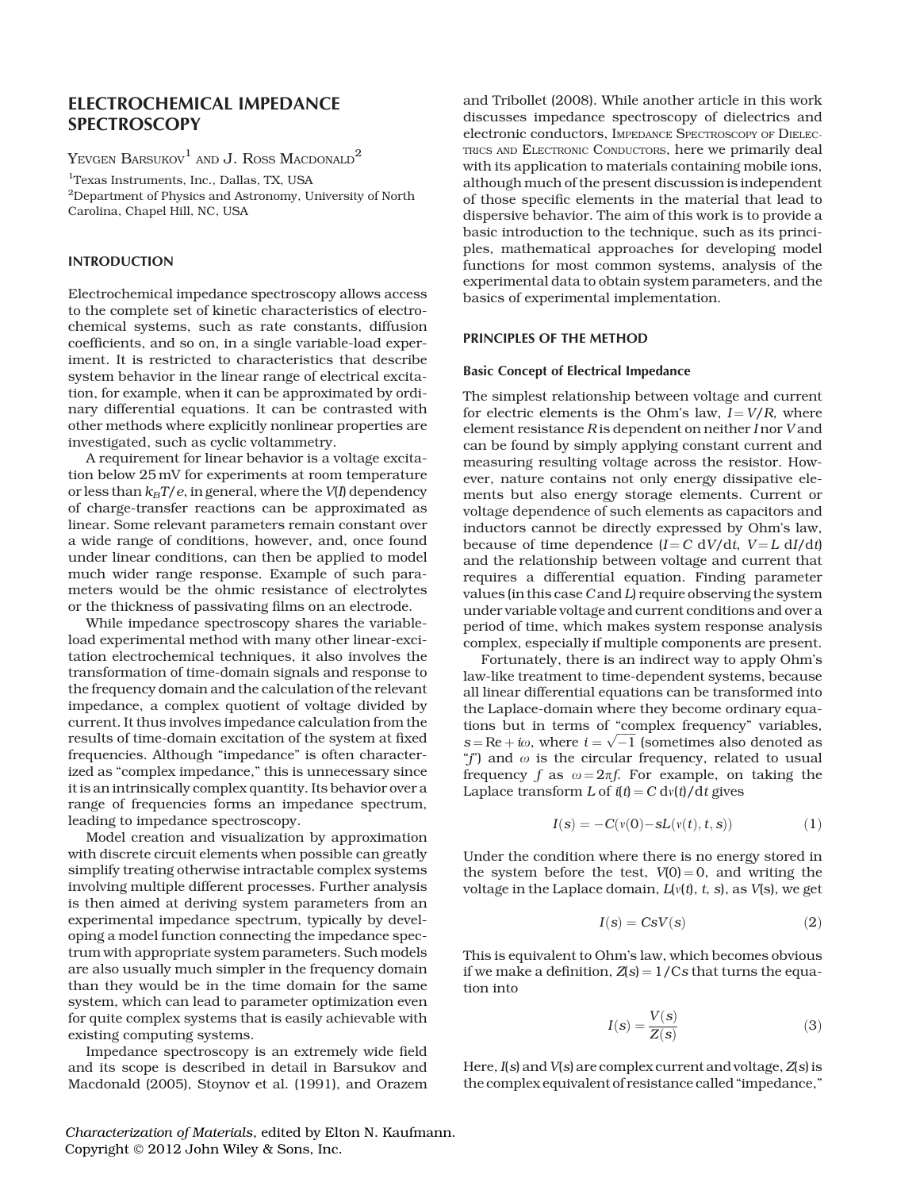# ELECTROCHEMICAL IMPEDANCE SPECTROSCOPY

YEVGEN BARSUKOV[1] AND J. ROSS MACDONALD[2]

[1]Texas Instruments, Inc., Dallas, TX, USA

[2]Department of Physics and Astronomy, University of North Carolina, Chapel Hill, NC, USA

## INTRODUCTION

Electrochemical impedance spectroscopy allows access to the complete set of kinetic characteristics of electrochemical systems, such as rate constants, diffusion coefficients, and so on, in a single variable-load experiment. It is restricted to characteristics that describe system behavior in the linear range of electrical excitation, for example, when it can be approximated by ordinary differential equations. It can be contrasted with other methods where explicitly nonlinear properties are investigated, such as cyclic voltammetry.

A requirement for linear behavior is a voltage excitation below 25 mV for experiments at room temperature or less than $k_BT/e$, in general, where the $V(I)$ dependency of charge-transfer reactions can be approximated as linear. Some relevant parameters remain constant over a wide range of conditions, however, and, once found under linear conditions, can then be applied to model much wider range response. Example of such parameters would be the ohmic resistance of electrolytes or the thickness of passivating films on an electrode.

While impedance spectroscopy shares the variable-load experimental method with many other linear-excitation electrochemical techniques, it also involves the transformation of time-domain signals and response to the frequency domain and the calculation of the relevant impedance, a complex quotient of voltage divided by current. It thus involves impedance calculation from the results of time-domain excitation of the system at fixed frequencies. Although "impedance" is often characterized as "complex impedance," this is unnecessary since it is an intrinsically complex quantity. Its behavior over a range of frequencies forms an impedance spectrum, leading to impedance spectroscopy.

Model creation and visualization by approximation with discrete circuit elements when possible can greatly simplify treating otherwise intractable complex systems involving multiple different processes. Further analysis is then aimed at deriving system parameters from an experimental impedance spectrum, typically by developing a model function connecting the impedance spectrum with appropriate system parameters. Such models are also usually much simpler in the frequency domain than they would be in the time domain for the same system, which can lead to parameter optimization even for quite complex systems that is easily achievable with existing computing systems.

Impedance spectroscopy is an extremely wide field and its scope is described in detail in Barsukov and Macdonald (2005), Stoynov et al. (1991), and Orazem and Tribollet (2008). While another article in this work discusses impedance spectroscopy of dielectrics and electronic conductors, IMPEDANCE SPECTROSCOPY OF DIELECTRICS AND ELECTRONIC CONDUCTORS, here we primarily deal with its application to materials containing mobile ions, although much of the present discussion is independent of those specific elements in the material that lead to dispersive behavior. The aim of this work is to provide a basic introduction to the technique, such as its principles, mathematical approaches for developing model functions for most common systems, analysis of the experimental data to obtain system parameters, and the basics of experimental implementation.

## PRINCIPLES OF THE METHOD

### Basic Concept of Electrical Impedance

The simplest relationship between voltage and current for electric elements is the Ohm's law, $I = V/R$, where element resistance $R$ is dependent on neither $I$ nor $V$ and can be found by simply applying constant current and measuring resulting voltage across the resistor. However, nature contains not only energy dissipative elements but also energy storage elements. Current or voltage dependence of such elements as capacitors and inductors cannot be directly expressed by Ohm's law, because of time dependence ($I = C\, dV/dt$, $V = L\, dI/dt$) and the relationship between voltage and current that requires a differential equation. Finding parameter values (in this case $C$ and $L$) require observing the system under variable voltage and current conditions and over a period of time, which makes system response analysis complex, especially if multiple components are present.

Fortunately, there is an indirect way to apply Ohm's law-like treatment to time-dependent systems, because all linear differential equations can be transformed into the Laplace-domain where they become ordinary equations but in terms of "complex frequency" variables, $s = \mathrm{Re} + i\omega$, where $i = \sqrt{-1}$ (sometimes also denoted as "$j$") and $\omega$ is the circular frequency, related to usual frequency $f$ as $\omega = 2\pi f$. For example, on taking the Laplace transform $L$ of $i(t) = C\, dv(t)/dt$ gives

$$I(s) = -C(v(0) - sL(v(t), t, s)) \tag{1}$$

Under the condition where there is no energy stored in the system before the test, $V(0) = 0$, and writing the voltage in the Laplace domain, $L(v(t), t, s)$, as $V(s)$, we get

$$I(s) = CsV(s) \tag{2}$$

This is equivalent to Ohm's law, which becomes obvious if we make a definition, $Z(s) = 1/Cs$ that turns the equation into

$$I(s) = \frac{V(s)}{Z(s)} \tag{3}$$

Here, $I(s)$ and $V(s)$ are complex current and voltage, $Z(s)$ is the complex equivalent of resistance called "impedance,"

*Characterization of Materials*, edited by Elton N. Kaufmann.
Copyright © 2012 John Wiley & Sons, Inc.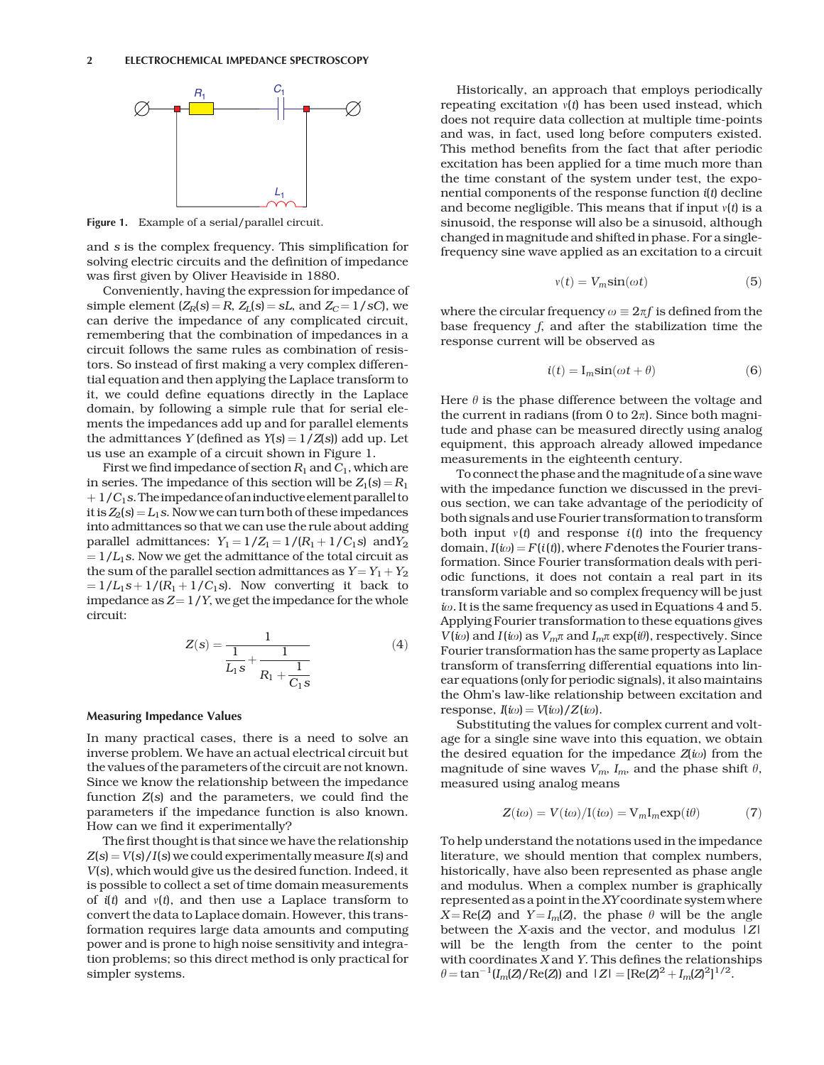Figure 1. Example of a serial/parallel circuit.

and $s$ is the complex frequency. This simplification for solving electric circuits and the definition of impedance was first given by Oliver Heaviside in 1880.

Conveniently, having the expression for impedance of simple element ($Z_R(s) = R$, $Z_L(s) = sL$, and $Z_C = 1/sC$), we can derive the impedance of any complicated circuit, remembering that the combination of impedances in a circuit follows the same rules as combination of resistors. So instead of first making a very complex differential equation and then applying the Laplace transform to it, we could define equations directly in the Laplace domain, by following a simple rule that for serial elements the impedances add up and for parallel elements the admittances $Y$ (defined as $Y(s) = 1/Z(s)$) add up. Let us use an example of a circuit shown in Figure 1.

First we find impedance of section $R_1$ and $C_1$, which are in series. The impedance of this section will be $Z_1(s) = R_1 + 1/C_1 s$. The impedance of an inductive element parallel to it is $Z_2(s) = L_1 s$. Now we can turn both of these impedances into admittances so that we can use the rule about adding parallel admittances: $Y_1 = 1/Z_1 = 1/(R_1 + 1/C_1 s)$ and $Y_2 = 1/L_1 s$. Now we get the admittance of the total circuit as the sum of the parallel section admittances as $Y = Y_1 + Y_2 = 1/L_1 s + 1/(R_1 + 1/C_1 s)$. Now converting it back to impedance as $Z = 1/Y$, we get the impedance for the whole circuit:

$$Z(s) = \cfrac{1}{\cfrac{1}{L_1 s} + \cfrac{1}{R_1 + \cfrac{1}{C_1 s}}} \qquad (4)$$

### Measuring Impedance Values

In many practical cases, there is a need to solve an inverse problem. We have an actual electrical circuit but the values of the parameters of the circuit are not known. Since we know the relationship between the impedance function $Z(s)$ and the parameters, we could find the parameters if the impedance function is also known. How can we find it experimentally?

The first thought is that since we have the relationship $Z(s) = V(s)/I(s)$ we could experimentally measure $I(s)$ and $V(s)$, which would give us the desired function. Indeed, it is possible to collect a set of time domain measurements of $i(t)$ and $v(t)$, and then use a Laplace transform to convert the data to Laplace domain. However, this transformation requires large data amounts and computing power and is prone to high noise sensitivity and integration problems; so this direct method is only practical for simpler systems.

Historically, an approach that employs periodically repeating excitation $v(t)$ has been used instead, which does not require data collection at multiple time-points and was, in fact, used long before computers existed. This method benefits from the fact that after periodic excitation has been applied for a time much more than the time constant of the system under test, the exponential components of the response function $i(t)$ decline and become negligible. This means that if input $v(t)$ is a sinusoid, the response will also be a sinusoid, although changed in magnitude and shifted in phase. For a single-frequency sine wave applied as an excitation to a circuit

$$v(t) = V_m \sin(\omega t) \qquad (5)$$

where the circular frequency $\omega \equiv 2\pi f$ is defined from the base frequency $f$, and after the stabilization time the response current will be observed as

$$i(t) = I_m \sin(\omega t + \theta) \qquad (6)$$

Here $\theta$ is the phase difference between the voltage and the current in radians (from 0 to $2\pi$). Since both magnitude and phase can be measured directly using analog equipment, this approach already allowed impedance measurements in the eighteenth century.

To connect the phase and the magnitude of a sine wave with the impedance function we discussed in the previous section, we can take advantage of the periodicity of both signals and use Fourier transformation to transform both input $v(t)$ and response $i(t)$ into the frequency domain, $I(i\omega) = F(i(t))$, where $F$ denotes the Fourier transformation. Since Fourier transformation deals with periodic functions, it does not contain a real part in its transform variable and so complex frequency will be just $i\omega$. It is the same frequency as used in Equations 4 and 5. Applying Fourier transformation to these equations gives $V(i\omega)$ and $I(i\omega)$ as $V_m\pi$ and $I_m\pi \exp(i\theta)$, respectively. Since Fourier transformation has the same property as Laplace transform of transferring differential equations into linear equations (only for periodic signals), it also maintains the Ohm's law-like relationship between excitation and response, $I(i\omega) = V(i\omega)/Z(i\omega)$.

Substituting the values for complex current and voltage for a single sine wave into this equation, we obtain the desired equation for the impedance $Z(i\omega)$ from the magnitude of sine waves $V_m$, $I_m$, and the phase shift $\theta$, measured using analog means

$$Z(i\omega) = V(i\omega)/I(i\omega) = V_m I_m \exp(i\theta) \qquad (7)$$

To help understand the notations used in the impedance literature, we should mention that complex numbers, historically, have also been represented as phase angle and modulus. When a complex number is graphically represented as a point in the $XY$ coordinate system where $X = \text{Re}(Z)$ and $Y = I_m(Z)$, the phase $\theta$ will be the angle between the $X$-axis and the vector, and modulus $|Z|$ will be the length from the center to the point with coordinates $X$ and $Y$. This defines the relationships $\theta = \tan^{-1}(I_m(Z)/\text{Re}(Z))$ and $|Z| = [\text{Re}(Z)^2 + I_m(Z)^2]^{1/2}$.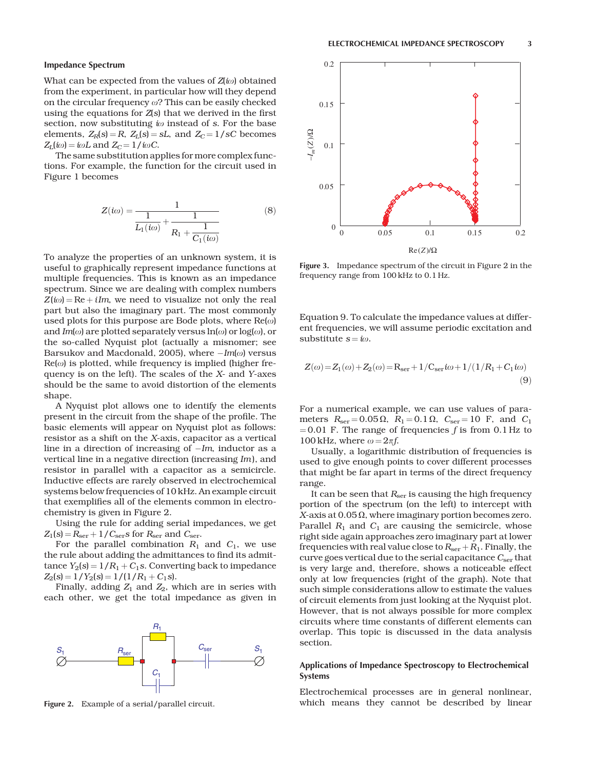### Impedance Spectrum

What can be expected from the values of $Z(i\omega)$ obtained from the experiment, in particular how will they depend on the circular frequency $\omega$? This can be easily checked using the equations for $Z(s)$ that we derived in the first section, now substituting $i\omega$ instead of $s$. For the base elements, $Z_R(s) = R$, $Z_L(s) = sL$, and $Z_C = 1/sC$ becomes $Z_L(i\omega) = i\omega L$ and $Z_C = 1/i\omega C$.

The same substitution applies for more complex functions. For example, the function for the circuit used in Figure 1 becomes

$$Z(i\omega) = \frac{1}{\dfrac{1}{L_1(i\omega)} + \dfrac{1}{R_1 + \dfrac{1}{C_1(i\omega)}}} \tag{8}$$

To analyze the properties of an unknown system, it is useful to graphically represent impedance functions at multiple frequencies. This is known as an impedance spectrum. Since we are dealing with complex numbers $Z(i\omega) = \mathrm{Re} + i\mathit{Im}$, we need to visualize not only the real part but also the imaginary part. The most commonly used plots for this purpose are Bode plots, where $\mathrm{Re}(\omega)$ and $\mathit{Im}(\omega)$ are plotted separately versus $\ln(\omega)$ or $\log(\omega)$, or the so-called Nyquist plot (actually a misnomer; see Barsukov and Macdonald, 2005), where $-\mathit{Im}(\omega)$ versus $\mathrm{Re}(\omega)$ is plotted, while frequency is implied (higher frequency is on the left). The scales of the $X$- and $Y$-axes should be the same to avoid distortion of the elements shape.

A Nyquist plot allows one to identify the elements present in the circuit from the shape of the profile. The basic elements will appear on Nyquist plot as follows: resistor as a shift on the $X$-axis, capacitor as a vertical line in a direction of increasing of $-\mathit{Im}$, inductor as a vertical line in a negative direction (increasing $\mathit{Im}$), and resistor in parallel with a capacitor as a semicircle. Inductive effects are rarely observed in electrochemical systems below frequencies of 10 kHz. An example circuit that exemplifies all of the elements common in electrochemistry is given in Figure 2.

Using the rule for adding serial impedances, we get $Z_1(s) = R_{\mathrm{ser}} + 1/C_{\mathrm{ser}}s$ for $R_{\mathrm{ser}}$ and $C_{\mathrm{ser}}$.

For the parallel combination $R_1$ and $C_1$, we use the rule about adding the admittances to find its admittance $Y_2(s) = 1/R_1 + C_1 s$. Converting back to impedance $Z_2(s) = 1/Y_2(s) = 1/(1/R_1 + C_1 s)$.

Finally, adding $Z_1$ and $Z_2$, which are in series with each other, we get the total impedance as given in Equation 9. To calculate the impedance values at different frequencies, we will assume periodic excitation and substitute $s = i\omega$.

Figure 2. Example of a serial/parallel circuit.

Figure 3. Impedance spectrum of the circuit in Figure 2 in the frequency range from 100 kHz to 0.1 Hz.

$$Z(\omega) = Z_1(\omega) + Z_2(\omega) = \mathrm{R}_{\mathrm{ser}} + 1/\mathrm{C}_{\mathrm{ser}}i\omega + 1/(1/R_1 + C_1 i\omega) \tag{9}$$

For a numerical example, we can use values of parameters $R_{\mathrm{ser}} = 0.05\,\Omega$, $R_1 = 0.1\,\Omega$, $C_{\mathrm{ser}} = 10$ F, and $C_1 = 0.01$ F. The range of frequencies $f$ is from 0.1 Hz to 100 kHz, where $\omega = 2\pi f$.

Usually, a logarithmic distribution of frequencies is used to give enough points to cover different processes that might be far apart in terms of the direct frequency range.

It can be seen that $R_{\mathrm{ser}}$ is causing the high frequency portion of the spectrum (on the left) to intercept with $X$-axis at $0.05\,\Omega$, where imaginary portion becomes zero. Parallel $R_1$ and $C_1$ are causing the semicircle, whose right side again approaches zero imaginary part at lower frequencies with real value close to $R_{\mathrm{ser}} + R_1$. Finally, the curve goes vertical due to the serial capacitance $C_{\mathrm{ser}}$ that is very large and, therefore, shows a noticeable effect only at low frequencies (right of the graph). Note that such simple considerations allow to estimate the values of circuit elements from just looking at the Nyquist plot. However, that is not always possible for more complex circuits where time constants of different elements can overlap. This topic is discussed in the data analysis section.

### Applications of Impedance Spectroscopy to Electrochemical Systems

Electrochemical processes are in general nonlinear, which means they cannot be described by linear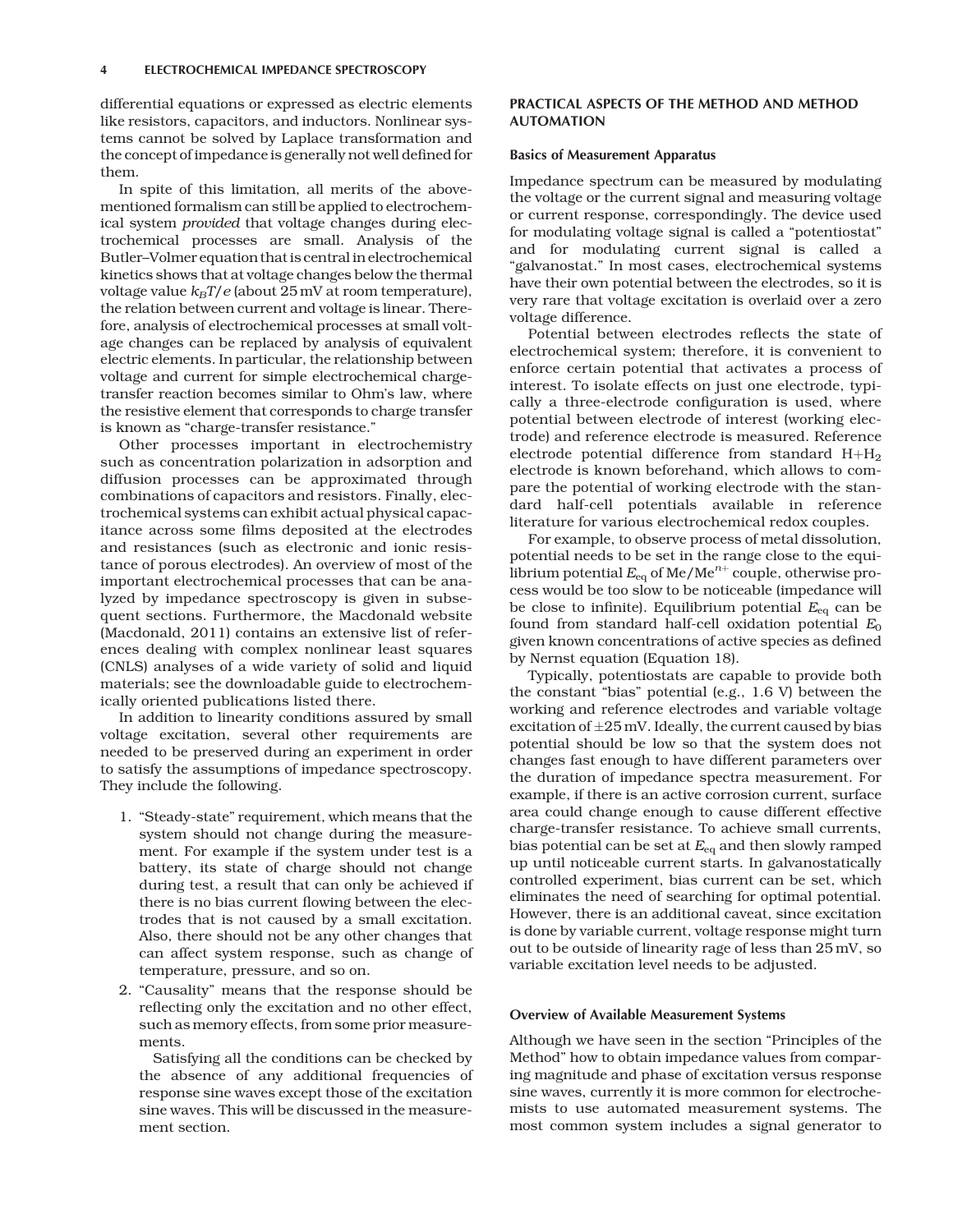differential equations or expressed as electric elements like resistors, capacitors, and inductors. Nonlinear systems cannot be solved by Laplace transformation and the concept of impedance is generally not well defined for them.

In spite of this limitation, all merits of the above-mentioned formalism can still be applied to electrochemical system *provided* that voltage changes during electrochemical processes are small. Analysis of the Butler–Volmer equation that is central in electrochemical kinetics shows that at voltage changes below the thermal voltage value $k_BT/e$ (about 25 mV at room temperature), the relation between current and voltage is linear. Therefore, analysis of electrochemical processes at small voltage changes can be replaced by analysis of equivalent electric elements. In particular, the relationship between voltage and current for simple electrochemical charge-transfer reaction becomes similar to Ohm's law, where the resistive element that corresponds to charge transfer is known as "charge-transfer resistance."

Other processes important in electrochemistry such as concentration polarization in adsorption and diffusion processes can be approximated through combinations of capacitors and resistors. Finally, electrochemical systems can exhibit actual physical capacitance across some films deposited at the electrodes and resistances (such as electronic and ionic resistance of porous electrodes). An overview of most of the important electrochemical processes that can be analyzed by impedance spectroscopy is given in subsequent sections. Furthermore, the Macdonald website (Macdonald, 2011) contains an extensive list of references dealing with complex nonlinear least squares (CNLS) analyses of a wide variety of solid and liquid materials; see the downloadable guide to electrochemically oriented publications listed there.

In addition to linearity conditions assured by small voltage excitation, several other requirements are needed to be preserved during an experiment in order to satisfy the assumptions of impedance spectroscopy. They include the following.

1. "Steady-state" requirement, which means that the system should not change during the measurement. For example if the system under test is a battery, its state of charge should not change during test, a result that can only be achieved if there is no bias current flowing between the electrodes that is not caused by a small excitation. Also, there should not be any other changes that can affect system response, such as change of temperature, pressure, and so on.
2. "Causality" means that the response should be reflecting only the excitation and no other effect, such as memory effects, from some prior measurements.

   Satisfying all the conditions can be checked by the absence of any additional frequencies of response sine waves except those of the excitation sine waves. This will be discussed in the measurement section.

## PRACTICAL ASPECTS OF THE METHOD AND METHOD AUTOMATION

### Basics of Measurement Apparatus

Impedance spectrum can be measured by modulating the voltage or the current signal and measuring voltage or current response, correspondingly. The device used for modulating voltage signal is called a "potentiostat" and for modulating current signal is called a "galvanostat." In most cases, electrochemical systems have their own potential between the electrodes, so it is very rare that voltage excitation is overlaid over a zero voltage difference.

Potential between electrodes reflects the state of electrochemical system; therefore, it is convenient to enforce certain potential that activates a process of interest. To isolate effects on just one electrode, typically a three-electrode configuration is used, where potential between electrode of interest (working electrode) and reference electrode is measured. Reference electrode potential difference from standard $H+H_2$ electrode is known beforehand, which allows to compare the potential of working electrode with the standard half-cell potentials available in reference literature for various electrochemical redox couples.

For example, to observe process of metal dissolution, potential needs to be set in the range close to the equilibrium potential $E_{eq}$ of $Me/Me^{n+}$ couple, otherwise process would be too slow to be noticeable (impedance will be close to infinite). Equilibrium potential $E_{eq}$ can be found from standard half-cell oxidation potential $E_0$ given known concentrations of active species as defined by Nernst equation (Equation 18).

Typically, potentiostats are capable to provide both the constant "bias" potential (e.g., 1.6 V) between the working and reference electrodes and variable voltage excitation of $\pm$25 mV. Ideally, the current caused by bias potential should be low so that the system does not changes fast enough to have different parameters over the duration of impedance spectra measurement. For example, if there is an active corrosion current, surface area could change enough to cause different effective charge-transfer resistance. To achieve small currents, bias potential can be set at $E_{eq}$ and then slowly ramped up until noticeable current starts. In galvanostatically controlled experiment, bias current can be set, which eliminates the need of searching for optimal potential. However, there is an additional caveat, since excitation is done by variable current, voltage response might turn out to be outside of linearity rage of less than 25 mV, so variable excitation level needs to be adjusted.

### Overview of Available Measurement Systems

Although we have seen in the section "Principles of the Method" how to obtain impedance values from comparing magnitude and phase of excitation versus response sine waves, currently it is more common for electrochemists to use automated measurement systems. The most common system includes a signal generator to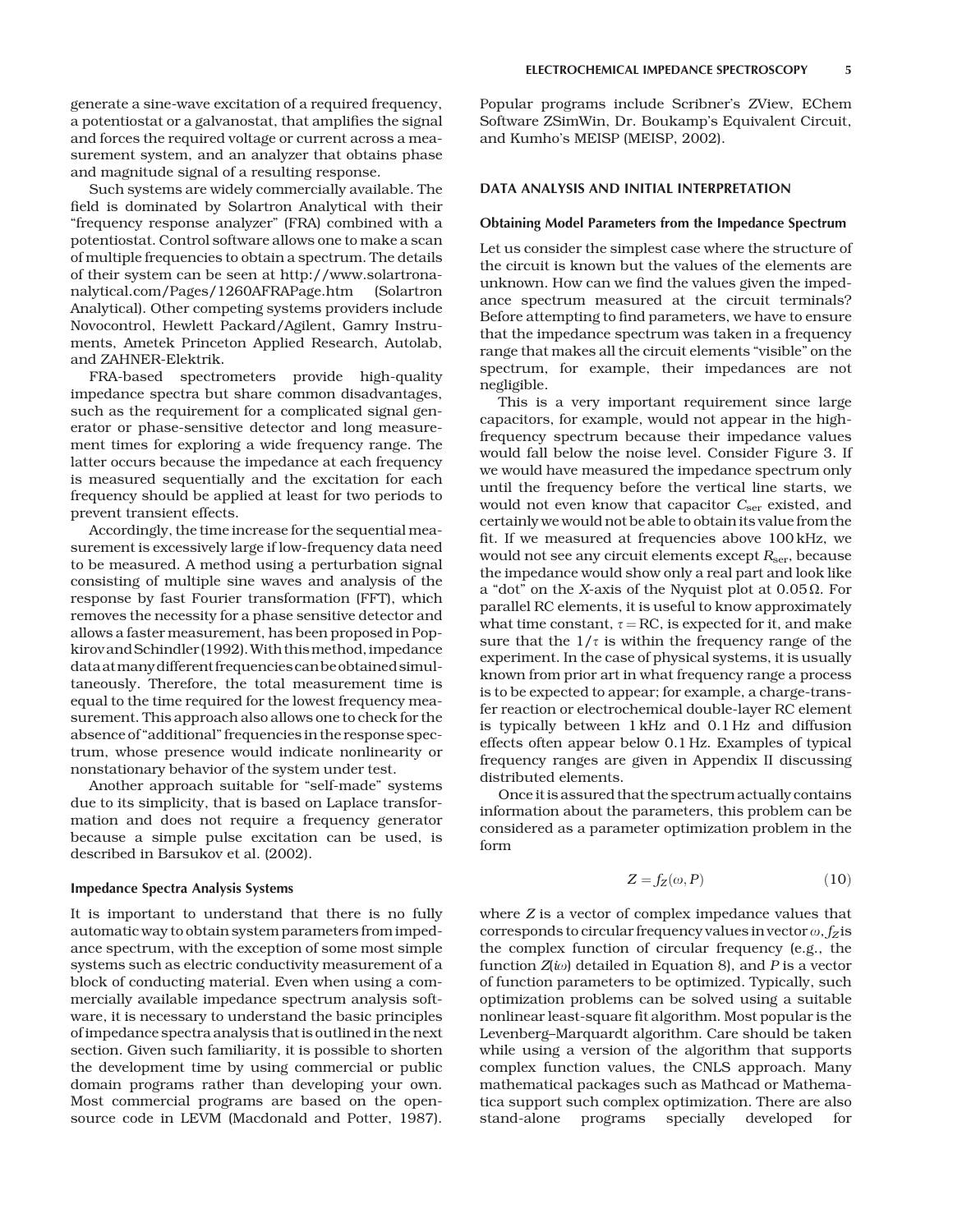generate a sine-wave excitation of a required frequency, a potentiostat or a galvanostat, that amplifies the signal and forces the required voltage or current across a measurement system, and an analyzer that obtains phase and magnitude signal of a resulting response.

Such systems are widely commercially available. The field is dominated by Solartron Analytical with their "frequency response analyzer" (FRA) combined with a potentiostat. Control software allows one to make a scan of multiple frequencies to obtain a spectrum. The details of their system can be seen at http://www.solartronanalytical.com/Pages/1260AFRAPage.htm (Solartron Analytical). Other competing systems providers include Novocontrol, Hewlett Packard/Agilent, Gamry Instruments, Ametek Princeton Applied Research, Autolab, and ZAHNER-Elektrik.

FRA-based spectrometers provide high-quality impedance spectra but share common disadvantages, such as the requirement for a complicated signal generator or phase-sensitive detector and long measurement times for exploring a wide frequency range. The latter occurs because the impedance at each frequency is measured sequentially and the excitation for each frequency should be applied at least for two periods to prevent transient effects.

Accordingly, the time increase for the sequential measurement is excessively large if low-frequency data need to be measured. A method using a perturbation signal consisting of multiple sine waves and analysis of the response by fast Fourier transformation (FFT), which removes the necessity for a phase sensitive detector and allows a faster measurement, has been proposed in Popkirov and Schindler (1992). With this method, impedance data at many different frequencies can be obtained simultaneously. Therefore, the total measurement time is equal to the time required for the lowest frequency measurement. This approach also allows one to check for the absence of "additional" frequencies in the response spectrum, whose presence would indicate nonlinearity or nonstationary behavior of the system under test.

Another approach suitable for "self-made" systems due to its simplicity, that is based on Laplace transformation and does not require a frequency generator because a simple pulse excitation can be used, is described in Barsukov et al. (2002).

### Impedance Spectra Analysis Systems

It is important to understand that there is no fully automatic way to obtain system parameters from impedance spectrum, with the exception of some most simple systems such as electric conductivity measurement of a block of conducting material. Even when using a commercially available impedance spectrum analysis software, it is necessary to understand the basic principles of impedance spectra analysis that is outlined in the next section. Given such familiarity, it is possible to shorten the development time by using commercial or public domain programs rather than developing your own. Most commercial programs are based on the open-source code in LEVM (Macdonald and Potter, 1987). Popular programs include Scribner's ZView, EChem Software ZSimWin, Dr. Boukamp's Equivalent Circuit, and Kumho's MEISP (MEISP, 2002).

## DATA ANALYSIS AND INITIAL INTERPRETATION

### Obtaining Model Parameters from the Impedance Spectrum

Let us consider the simplest case where the structure of the circuit is known but the values of the elements are unknown. How can we find the values given the impedance spectrum measured at the circuit terminals? Before attempting to find parameters, we have to ensure that the impedance spectrum was taken in a frequency range that makes all the circuit elements "visible" on the spectrum, for example, their impedances are not negligible.

This is a very important requirement since large capacitors, for example, would not appear in the high-frequency spectrum because their impedance values would fall below the noise level. Consider Figure 3. If we would have measured the impedance spectrum only until the frequency before the vertical line starts, we would not even know that capacitor $C_{ser}$ existed, and certainly we would not be able to obtain its value from the fit. If we measured at frequencies above 100 kHz, we would not see any circuit elements except $R_{ser}$, because the impedance would show only a real part and look like a "dot" on the X-axis of the Nyquist plot at 0.05 Ω. For parallel RC elements, it is useful to know approximately what time constant, $\tau = RC$, is expected for it, and make sure that the $1/\tau$ is within the frequency range of the experiment. In the case of physical systems, it is usually known from prior art in what frequency range a process is to be expected to appear; for example, a charge-transfer reaction or electrochemical double-layer RC element is typically between 1 kHz and 0.1 Hz and diffusion effects often appear below 0.1 Hz. Examples of typical frequency ranges are given in Appendix II discussing distributed elements.

Once it is assured that the spectrum actually contains information about the parameters, this problem can be considered as a parameter optimization problem in the form

$$Z = f_Z(\omega, P) \tag{10}$$

where $Z$ is a vector of complex impedance values that corresponds to circular frequency values in vector $\omega$, $f_Z$ is the complex function of circular frequency (e.g., the function $Z(i\omega)$ detailed in Equation 8), and $P$ is a vector of function parameters to be optimized. Typically, such optimization problems can be solved using a suitable nonlinear least-square fit algorithm. Most popular is the Levenberg–Marquardt algorithm. Care should be taken while using a version of the algorithm that supports complex function values, the CNLS approach. Many mathematical packages such as Mathcad or Mathematica support such complex optimization. There are also stand-alone programs specially developed for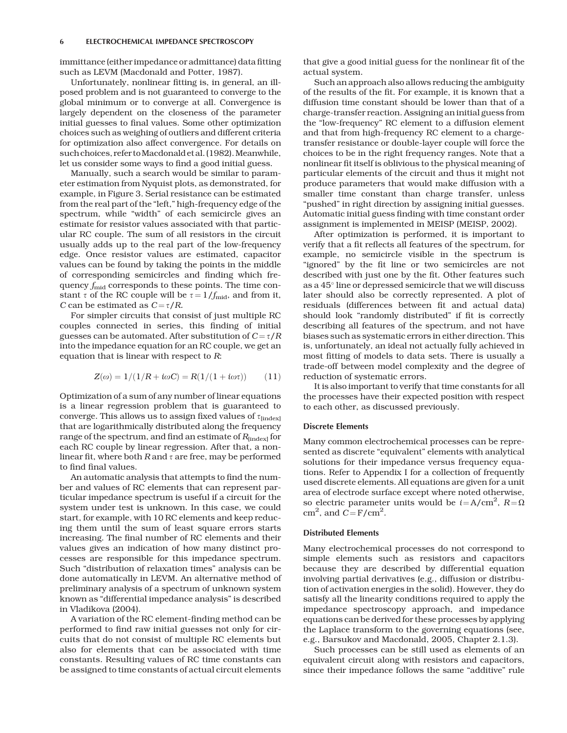immittance (either impedance or admittance) data fitting such as LEVM (Macdonald and Potter, 1987).

Unfortunately, nonlinear fitting is, in general, an ill-posed problem and is not guaranteed to converge to the global minimum or to converge at all. Convergence is largely dependent on the closeness of the parameter initial guesses to final values. Some other optimization choices such as weighing of outliers and different criteria for optimization also affect convergence. For details on such choices, refer to Macdonald et al. (1982). Meanwhile, let us consider some ways to find a good initial guess.

Manually, such a search would be similar to parameter estimation from Nyquist plots, as demonstrated, for example, in Figure 3. Serial resistance can be estimated from the real part of the "left," high-frequency edge of the spectrum, while "width" of each semicircle gives an estimate for resistor values associated with that particular RC couple. The sum of all resistors in the circuit usually adds up to the real part of the low-frequency edge. Once resistor values are estimated, capacitor values can be found by taking the points in the middle of corresponding semicircles and finding which frequency $f_{\text{mid}}$ corresponds to these points. The time constant $\tau$ of the RC couple will be $\tau = 1/f_{\text{mid}}$, and from it, $C$ can be estimated as $C = \tau/R$.

For simpler circuits that consist of just multiple RC couples connected in series, this finding of initial guesses can be automated. After substitution of $C = \tau/R$ into the impedance equation for an RC couple, we get an equation that is linear with respect to $R$:

$$Z(\omega) = 1/(1/R + i\omega C) = R(1/(1 + i\omega\tau)) \qquad (11)$$

Optimization of a sum of any number of linear equations is a linear regression problem that is guaranteed to converge. This allows us to assign fixed values of $\tau_{[\text{index}]}$ that are logarithmically distributed along the frequency range of the spectrum, and find an estimate of $R_{[\text{index}]}$ for each RC couple by linear regression. After that, a nonlinear fit, where both $R$ and $\tau$ are free, may be performed to find final values.

An automatic analysis that attempts to find the number and values of RC elements that can represent particular impedance spectrum is useful if a circuit for the system under test is unknown. In this case, we could start, for example, with 10 RC elements and keep reducing them until the sum of least square errors starts increasing. The final number of RC elements and their values gives an indication of how many distinct processes are responsible for this impedance spectrum. Such "distribution of relaxation times" analysis can be done automatically in LEVM. An alternative method of preliminary analysis of a spectrum of unknown system known as "differential impedance analysis" is described in Vladikova (2004).

A variation of the RC element-finding method can be performed to find raw initial guesses not only for circuits that do not consist of multiple RC elements but also for elements that can be associated with time constants. Resulting values of RC time constants can be assigned to time constants of actual circuit elements that give a good initial guess for the nonlinear fit of the actual system.

Such an approach also allows reducing the ambiguity of the results of the fit. For example, it is known that a diffusion time constant should be lower than that of a charge-transfer reaction. Assigning an initial guess from the "low-frequency" RC element to a diffusion element and that from high-frequency RC element to a charge-transfer resistance or double-layer couple will force the choices to be in the right frequency ranges. Note that a nonlinear fit itself is oblivious to the physical meaning of particular elements of the circuit and thus it might not produce parameters that would make diffusion with a smaller time constant than charge transfer, unless "pushed" in right direction by assigning initial guesses. Automatic initial guess finding with time constant order assignment is implemented in MEISP (MEISP, 2002).

After optimization is performed, it is important to verify that a fit reflects all features of the spectrum, for example, no semicircle visible in the spectrum is "ignored" by the fit line or two semicircles are not described with just one by the fit. Other features such as a 45° line or depressed semicircle that we will discuss later should also be correctly represented. A plot of residuals (differences between fit and actual data) should look "randomly distributed" if fit is correctly describing all features of the spectrum, and not have biases such as systematic errors in either direction. This is, unfortunately, an ideal not actually fully achieved in most fitting of models to data sets. There is usually a trade-off between model complexity and the degree of reduction of systematic errors.

It is also important to verify that time constants for all the processes have their expected position with respect to each other, as discussed previously.

### Discrete Elements

Many common electrochemical processes can be represented as discrete "equivalent" elements with analytical solutions for their impedance versus frequency equations. Refer to Appendix I for a collection of frequently used discrete elements. All equations are given for a unit area of electrode surface except where noted otherwise, so electric parameter units would be $i = \text{A/cm}^2$, $R = \Omega\ \text{cm}^2$, and $C = \text{F/cm}^2$.

### Distributed Elements

Many electrochemical processes do not correspond to simple elements such as resistors and capacitors because they are described by differential equation involving partial derivatives (e.g., diffusion or distribution of activation energies in the solid). However, they do satisfy all the linearity conditions required to apply the impedance spectroscopy approach, and impedance equations can be derived for these processes by applying the Laplace transform to the governing equations (see, e.g., Barsukov and Macdonald, 2005, Chapter 2.1.3).

Such processes can be still used as elements of an equivalent circuit along with resistors and capacitors, since their impedance follows the same "additive" rule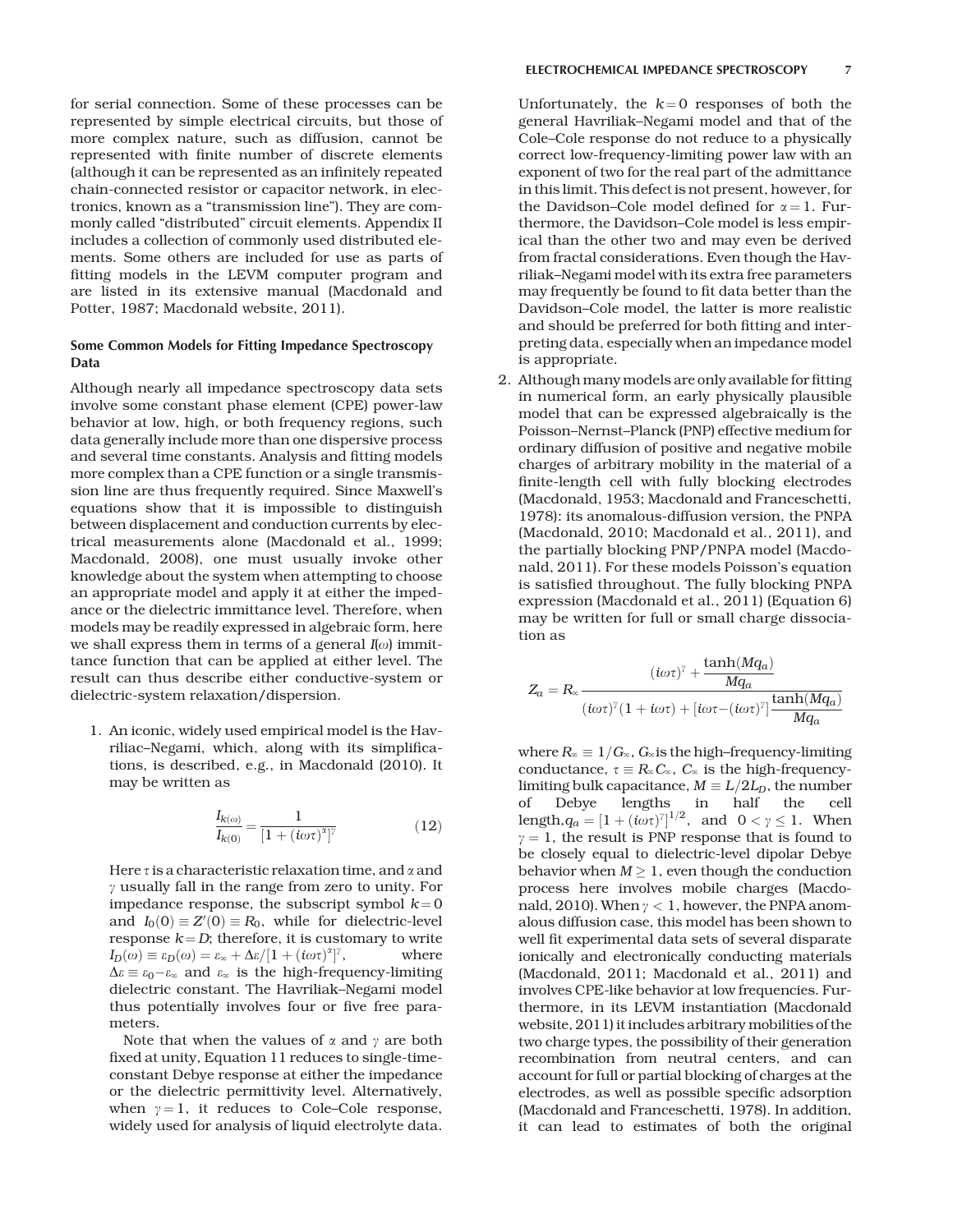for serial connection. Some of these processes can be represented by simple electrical circuits, but those of more complex nature, such as diffusion, cannot be represented with finite number of discrete elements (although it can be represented as an infinitely repeated chain-connected resistor or capacitor network, in electronics, known as a "transmission line"). They are commonly called "distributed" circuit elements. Appendix II includes a collection of commonly used distributed elements. Some others are included for use as parts of fitting models in the LEVM computer program and are listed in its extensive manual (Macdonald and Potter, 1987; Macdonald website, 2011).

### Some Common Models for Fitting Impedance Spectroscopy Data

Although nearly all impedance spectroscopy data sets involve some constant phase element (CPE) power-law behavior at low, high, or both frequency regions, such data generally include more than one dispersive process and several time constants. Analysis and fitting models more complex than a CPE function or a single transmission line are thus frequently required. Since Maxwell's equations show that it is impossible to distinguish between displacement and conduction currents by electrical measurements alone (Macdonald et al., 1999; Macdonald, 2008), one must usually invoke other knowledge about the system when attempting to choose an appropriate model and apply it at either the impedance or the dielectric immittance level. Therefore, when models may be readily expressed in algebraic form, here we shall express them in terms of a general $I(\omega)$ immittance function that can be applied at either level. The result can thus describe either conductive-system or dielectric-system relaxation/dispersion.

1. An iconic, widely used empirical model is the Havriliac–Negami, which, along with its simplifications, is described, e.g., in Macdonald (2010). It may be written as

$$\frac{I_{k(\omega)}}{I_{k(0)}} = \frac{1}{[1+(i\omega\tau)^{\alpha}]^{\gamma}} \tag{12}$$

Here $\tau$ is a characteristic relaxation time, and $\alpha$ and $\gamma$ usually fall in the range from zero to unity. For impedance response, the subscript symbol $k=0$ and $I_0(0) \equiv Z'(0) \equiv R_0$, while for dielectric-level response $k=D$; therefore, it is customary to write $I_D(\omega) \equiv \varepsilon_D(\omega) = \varepsilon_\infty + \Delta\varepsilon/[1+(i\omega\tau)^{\alpha}]^{\gamma}$, where $\Delta\varepsilon \equiv \varepsilon_0 - \varepsilon_\infty$ and $\varepsilon_\infty$ is the high-frequency-limiting dielectric constant. The Havriliak–Negami model thus potentially involves four or five free parameters.

Note that when the values of $\alpha$ and $\gamma$ are both fixed at unity, Equation 11 reduces to single-time-constant Debye response at either the impedance or the dielectric permittivity level. Alternatively, when $\gamma = 1$, it reduces to Cole–Cole response, widely used for analysis of liquid electrolyte data. Unfortunately, the $k=0$ responses of both the general Havriliak–Negami model and that of the Cole–Cole response do not reduce to a physically correct low-frequency-limiting power law with an exponent of two for the real part of the admittance in this limit. This defect is not present, however, for the Davidson–Cole model defined for $\alpha = 1$. Furthermore, the Davidson–Cole model is less empirical than the other two and may even be derived from fractal considerations. Even though the Havriliak–Negami model with its extra free parameters may frequently be found to fit data better than the Davidson–Cole model, the latter is more realistic and should be preferred for both fitting and interpreting data, especially when an impedance model is appropriate.

2. Although many models are only available for fitting in numerical form, an early physically plausible model that can be expressed algebraically is the Poisson–Nernst–Planck (PNP) effective medium for ordinary diffusion of positive and negative mobile charges of arbitrary mobility in the material of a finite-length cell with fully blocking electrodes (Macdonald, 1953; Macdonald and Franceschetti, 1978): its anomalous-diffusion version, the PNPA (Macdonald, 2010; Macdonald et al., 2011), and the partially blocking PNP/PNPA model (Macdonald, 2011). For these models Poisson's equation is satisfied throughout. The fully blocking PNPA expression (Macdonald et al., 2011) (Equation 6) may be written for full or small charge dissociation as

$$Z_a = R_\infty \frac{(i\omega\tau)^{\gamma} + \dfrac{\tanh(Mq_a)}{Mq_a}}{(i\omega\tau)^{\gamma}(1+i\omega\tau) + [i\omega\tau - (i\omega\tau)^{\gamma}]\dfrac{\tanh(Mq_a)}{Mq_a}}$$

where $R_\infty \equiv 1/G_\infty$, $G_\infty$ is the high–frequency-limiting conductance, $\tau \equiv R_\infty C_\infty$, $C_\infty$ is the high-frequency-limiting bulk capacitance, $M \equiv L/2L_D$, the number of Debye lengths in half the cell length, $q_a = [1+(i\omega\tau)^{\gamma}]^{1/2}$, and $0 < \gamma \leq 1$. When $\gamma = 1$, the result is PNP response that is found to be closely equal to dielectric-level dipolar Debye behavior when $M \geq 1$, even though the conduction process here involves mobile charges (Macdonald, 2010). When $\gamma < 1$, however, the PNPA anomalous diffusion case, this model has been shown to well fit experimental data sets of several disparate ionically and electronically conducting materials (Macdonald, 2011; Macdonald et al., 2011) and involves CPE-like behavior at low frequencies. Furthermore, in its LEVM instantiation (Macdonald website, 2011) it includes arbitrary mobilities of the two charge types, the possibility of their generation recombination from neutral centers, and can account for full or partial blocking of charges at the electrodes, as well as possible specific adsorption (Macdonald and Franceschetti, 1978). In addition, it can lead to estimates of both the original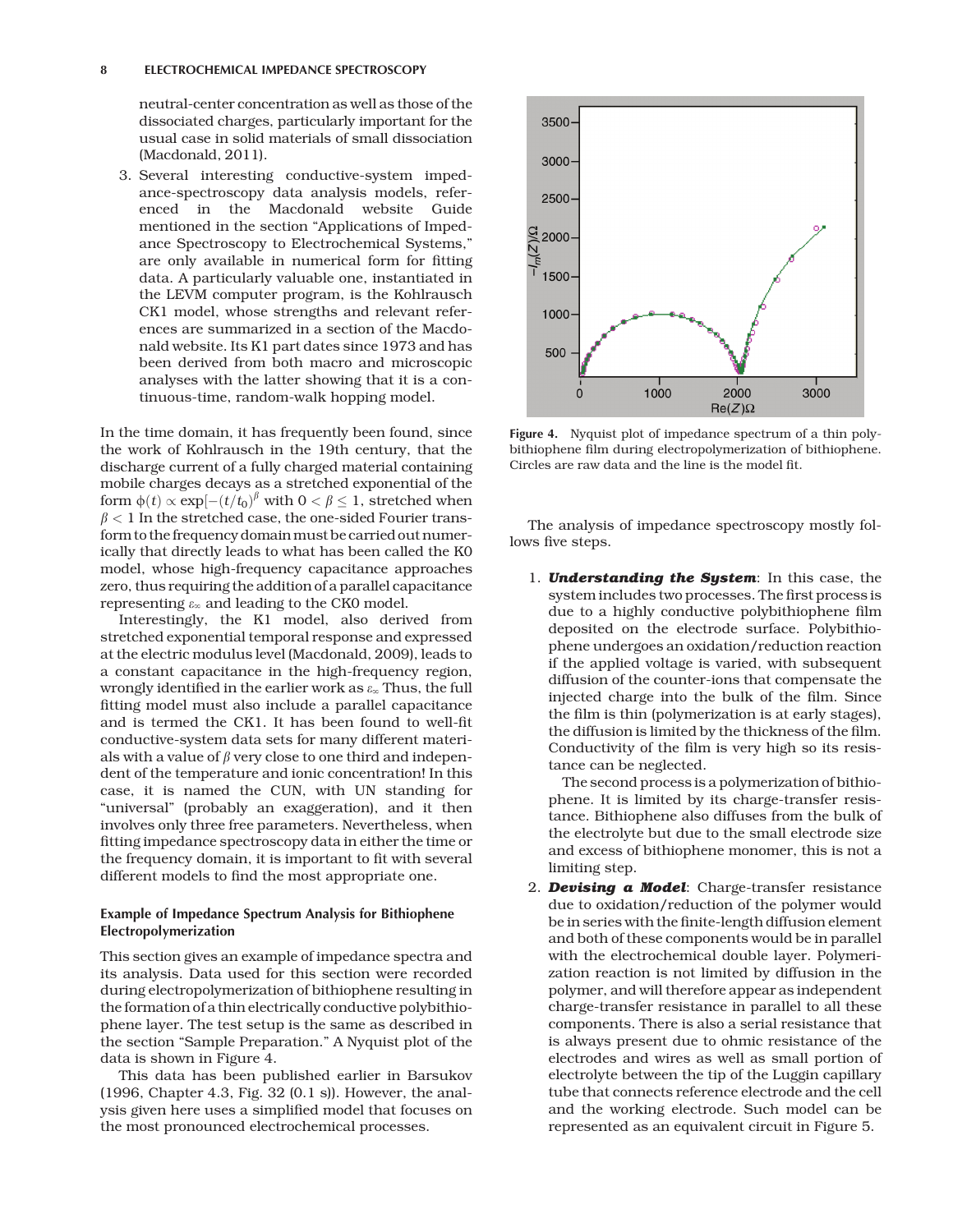neutral-center concentration as well as those of the dissociated charges, particularly important for the usual case in solid materials of small dissociation (Macdonald, 2011).

3. Several interesting conductive-system impedance-spectroscopy data analysis models, referenced in the Macdonald website Guide mentioned in the section "Applications of Impedance Spectroscopy to Electrochemical Systems," are only available in numerical form for fitting data. A particularly valuable one, instantiated in the LEVM computer program, is the Kohlrausch CK1 model, whose strengths and relevant references are summarized in a section of the Macdonald website. Its K1 part dates since 1973 and has been derived from both macro and microscopic analyses with the latter showing that it is a continuous-time, random-walk hopping model.

In the time domain, it has frequently been found, since the work of Kohlrausch in the 19th century, that the discharge current of a fully charged material containing mobile charges decays as a stretched exponential of the form $\phi(t) \propto \exp[-(t/t_0)]^{\beta}$ with $0 < \beta \leq 1$, stretched when $\beta < 1$ In the stretched case, the one-sided Fourier transform to the frequency domain must be carried out numerically that directly leads to what has been called the K0 model, whose high-frequency capacitance approaches zero, thus requiring the addition of a parallel capacitance representing $\varepsilon_{\infty}$ and leading to the CK0 model.

Interestingly, the K1 model, also derived from stretched exponential temporal response and expressed at the electric modulus level (Macdonald, 2009), leads to a constant capacitance in the high-frequency region, wrongly identified in the earlier work as $\varepsilon_{\infty}$ Thus, the full fitting model must also include a parallel capacitance and is termed the CK1. It has been found to well-fit conductive-system data sets for many different materials with a value of $\beta$ very close to one third and independent of the temperature and ionic concentration! In this case, it is named the CUN, with UN standing for "universal" (probably an exaggeration), and it then involves only three free parameters. Nevertheless, when fitting impedance spectroscopy data in either the time or the frequency domain, it is important to fit with several different models to find the most appropriate one.

### Example of Impedance Spectrum Analysis for Bithiophene Electropolymerization

This section gives an example of impedance spectra and its analysis. Data used for this section were recorded during electropolymerization of bithiophene resulting in the formation of a thin electrically conductive polybithiophene layer. The test setup is the same as described in the section "Sample Preparation." A Nyquist plot of the data is shown in Figure 4.

This data has been published earlier in Barsukov (1996, Chapter 4.3, Fig. 32 (0.1 s)). However, the analysis given here uses a simplified model that focuses on the most pronounced electrochemical processes.

**Figure 4.** Nyquist plot of impedance spectrum of a thin polybithiophene film during electropolymerization of bithiophene. Circles are raw data and the line is the model fit.

The analysis of impedance spectroscopy mostly follows five steps.

1. ***Understanding the System***: In this case, the system includes two processes. The first process is due to a highly conductive polybithiophene film deposited on the electrode surface. Polybithiophene undergoes an oxidation/reduction reaction if the applied voltage is varied, with subsequent diffusion of the counter-ions that compensate the injected charge into the bulk of the film. Since the film is thin (polymerization is at early stages), the diffusion is limited by the thickness of the film. Conductivity of the film is very high so its resistance can be neglected.

   The second process is a polymerization of bithiophene. It is limited by its charge-transfer resistance. Bithiophene also diffuses from the bulk of the electrolyte but due to the small electrode size and excess of bithiophene monomer, this is not a limiting step.

2. ***Devising a Model***: Charge-transfer resistance due to oxidation/reduction of the polymer would be in series with the finite-length diffusion element and both of these components would be in parallel with the electrochemical double layer. Polymerization reaction is not limited by diffusion in the polymer, and will therefore appear as independent charge-transfer resistance in parallel to all these components. There is also a serial resistance that is always present due to ohmic resistance of the electrodes and wires as well as small portion of electrolyte between the tip of the Luggin capillary tube that connects reference electrode and the cell and the working electrode. Such model can be represented as an equivalent circuit in Figure 5.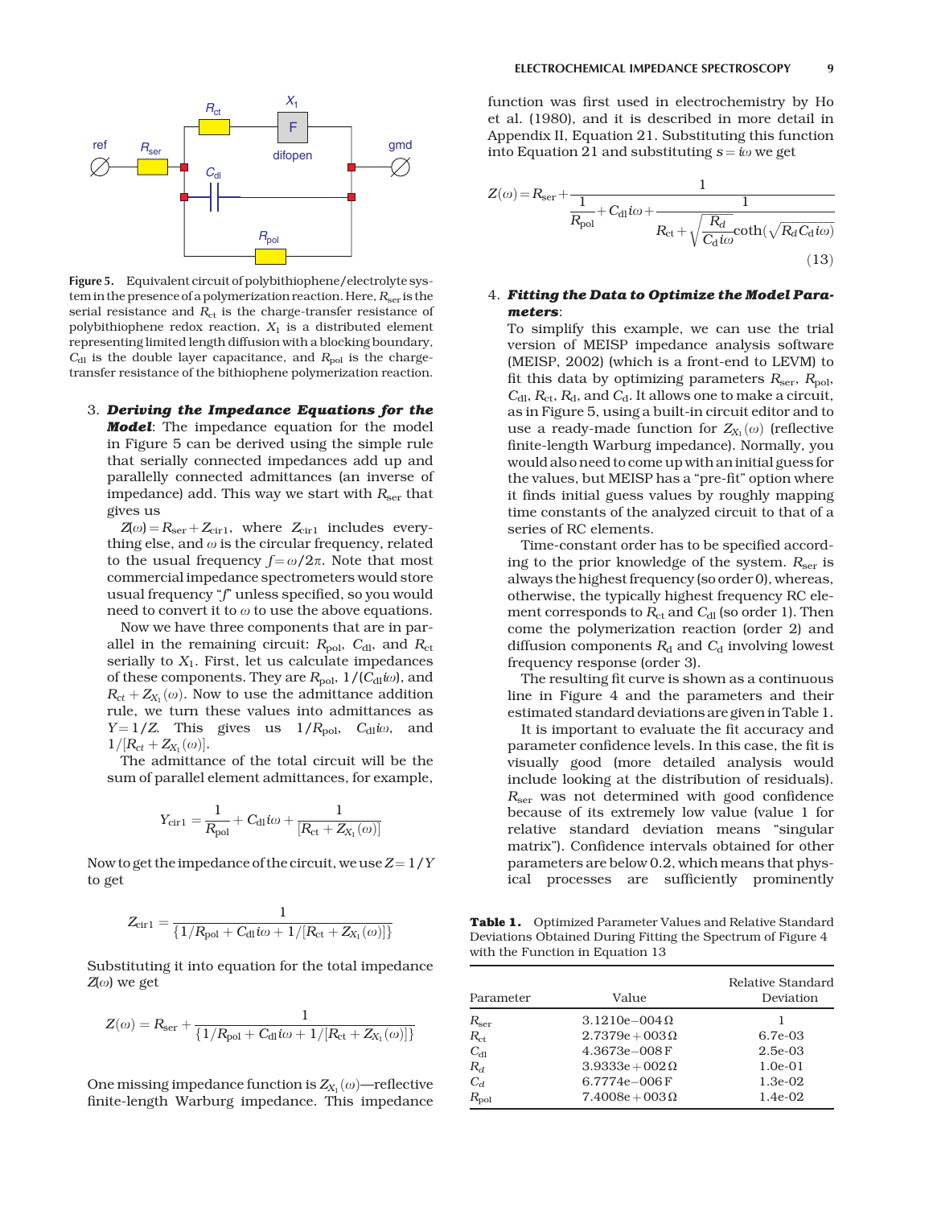Figure 5. Equivalent circuit of polybithiophene/electrolyte system in the presence of a polymerization reaction. Here, $R_{ser}$ is the serial resistance and $R_{ct}$ is the charge-transfer resistance of polybithiophene redox reaction, $X_1$ is a distributed element representing limited length diffusion with a blocking boundary, $C_{dl}$ is the double layer capacitance, and $R_{pol}$ is the charge-transfer resistance of the bithiophene polymerization reaction.

3. ***Deriving the Impedance Equations for the Model***: The impedance equation for the model in Figure 5 can be derived using the simple rule that serially connected impedances add up and parallelly connected admittances (an inverse of impedance) add. This way we start with $R_{ser}$ that gives us

   $Z(\omega) = R_{ser} + Z_{cir1}$, where $Z_{cir1}$ includes everything else, and $\omega$ is the circular frequency, related to the usual frequency $f = \omega/2\pi$. Note that most commercial impedance spectrometers would store usual frequency "$f$" unless specified, so you would need to convert it to $\omega$ to use the above equations.

   Now we have three components that are in parallel in the remaining circuit: $R_{pol}$, $C_{dl}$, and $R_{ct}$ serially to $X_1$. First, let us calculate impedances of these components. They are $R_{pol}$, $1/(C_{dl}i\omega)$, and $R_{ct} + Z_{X_1}(\omega)$. Now to use the admittance addition rule, we turn these values into admittances as $Y = 1/Z$. This gives us $1/R_{pol}$, $C_{dl}i\omega$, and $1/[R_{ct} + Z_{X_1}(\omega)]$.

   The admittance of the total circuit will be the sum of parallel element admittances, for example,

$$Y_{cir1} = \frac{1}{R_{pol}} + C_{dl}i\omega + \frac{1}{[R_{ct} + Z_{X_1}(\omega)]}$$

Now to get the impedance of the circuit, we use $Z = 1/Y$ to get

$$Z_{cir1} = \frac{1}{\{1/R_{pol} + C_{dl}i\omega + 1/[R_{ct} + Z_{X_1}(\omega)]\}}$$

Substituting it into equation for the total impedance $Z(\omega)$ we get

$$Z(\omega) = R_{ser} + \frac{1}{\{1/R_{pol} + C_{dl}i\omega + 1/[R_{ct} + Z_{X_1}(\omega)]\}}$$

One missing impedance function is $Z_{X_1}(\omega)$—reflective finite-length Warburg impedance. This impedance function was first used in electrochemistry by Ho et al. (1980), and it is described in more detail in Appendix II, Equation 21. Substituting this function into Equation 21 and substituting $s = i\omega$ we get

$$Z(\omega) = R_{ser} + \frac{1}{\dfrac{1}{R_{pol}} + C_{dl}i\omega + \dfrac{1}{R_{ct} + \sqrt{\dfrac{R_d}{C_d i\omega}}\coth(\sqrt{R_d C_d i\omega})}} \quad (13)$$

4. ***Fitting the Data to Optimize the Model Parameters***:

   To simplify this example, we can use the trial version of MEISP impedance analysis software (MEISP, 2002) (which is a front-end to LEVM) to fit this data by optimizing parameters $R_{ser}$, $R_{pol}$, $C_{dl}$, $R_{ct}$, $R_d$, and $C_d$. It allows one to make a circuit, as in Figure 5, using a built-in circuit editor and to use a ready-made function for $Z_{X_1}(\omega)$ (reflective finite-length Warburg impedance). Normally, you would also need to come up with an initial guess for the values, but MEISP has a "pre-fit" option where it finds initial guess values by roughly mapping time constants of the analyzed circuit to that of a series of RC elements.

   Time-constant order has to be specified according to the prior knowledge of the system. $R_{ser}$ is always the highest frequency (so order 0), whereas, otherwise, the typically highest frequency RC element corresponds to $R_{ct}$ and $C_{dl}$ (so order 1). Then come the polymerization reaction (order 2) and diffusion components $R_d$ and $C_d$ involving lowest frequency response (order 3).

   The resulting fit curve is shown as a continuous line in Figure 4 and the parameters and their estimated standard deviations are given in Table 1.

   It is important to evaluate the fit accuracy and parameter confidence levels. In this case, the fit is visually good (more detailed analysis would include looking at the distribution of residuals). $R_{ser}$ was not determined with good confidence because of its extremely low value (value 1 for relative standard deviation means "singular matrix"). Confidence intervals obtained for other parameters are below 0.2, which means that physical processes are sufficiently prominently

**Table 1.** Optimized Parameter Values and Relative Standard Deviations Obtained During Fitting the Spectrum of Figure 4 with the Function in Equation 13

| Parameter | Value | Relative Standard Deviation |
|---|---|---|
| $R_{ser}$ | 3.1210e−004 Ω | 1 |
| $R_{ct}$ | 2.7379e+003 Ω | 6.7e-03 |
| $C_{dl}$ | 4.3673e−008 F | 2.5e-03 |
| $R_d$ | 3.9333e+002 Ω | 1.0e-01 |
| $C_d$ | 6.7774e−006 F | 1.3e-02 |
| $R_{pol}$ | 7.4008e+003 Ω | 1.4e-02 |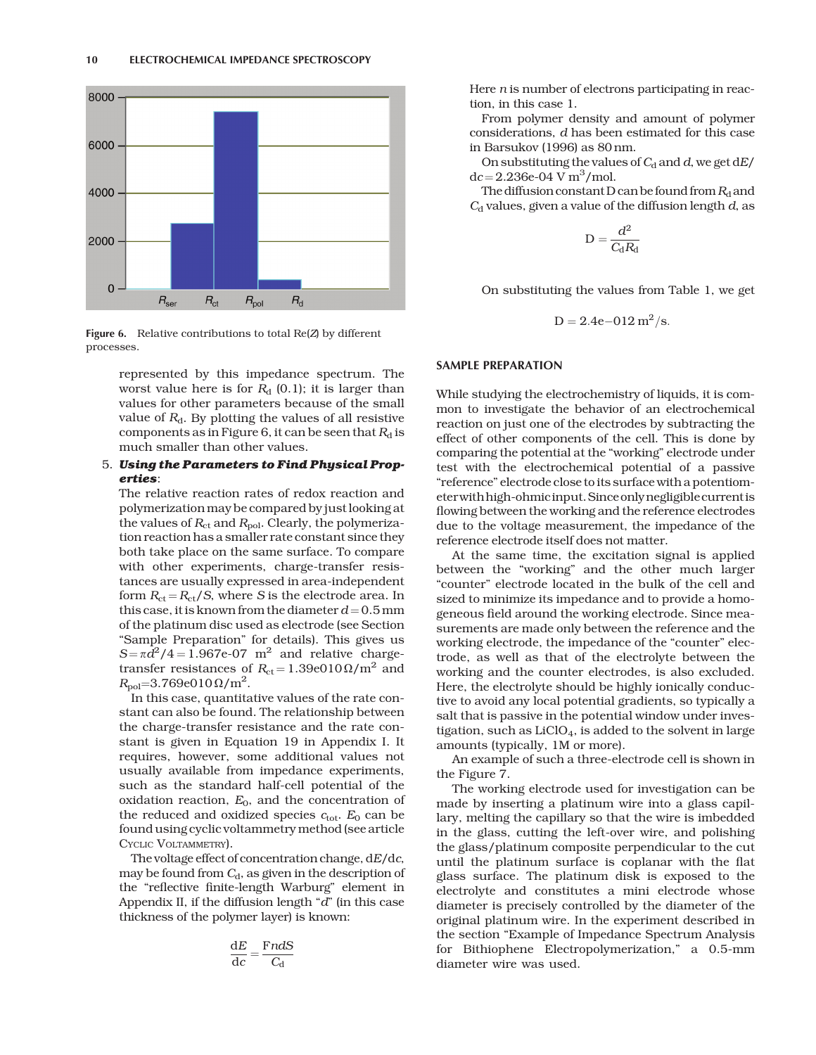Figure 6. Relative contributions to total Re(Z) by different processes.

represented by this impedance spectrum. The worst value here is for $R_d$ (0.1); it is larger than values for other parameters because of the small value of $R_d$. By plotting the values of all resistive components as in Figure 6, it can be seen that $R_d$ is much smaller than other values.

5. ***Using the Parameters to Find Physical Properties***:

   The relative reaction rates of redox reaction and polymerization may be compared by just looking at the values of $R_{ct}$ and $R_{pol}$. Clearly, the polymerization reaction has a smaller rate constant since they both take place on the same surface. To compare with other experiments, charge-transfer resistances are usually expressed in area-independent form $R_{ct} = R_{ct}/S$, where $S$ is the electrode area. In this case, it is known from the diameter $d = 0.5$ mm of the platinum disc used as electrode (see Section "Sample Preparation" for details). This gives us $S = \pi d^2/4 = 1.967\text{e-}07\ \text{m}^2$ and relative charge-transfer resistances of $R_{ct} = 1.39\text{e}010\,\Omega/\text{m}^2$ and $R_{pol} = 3.769\text{e}010\,\Omega/\text{m}^2$.

   In this case, quantitative values of the rate constant can also be found. The relationship between the charge-transfer resistance and the rate constant is given in Equation 19 in Appendix I. It requires, however, some additional values not usually available from impedance experiments, such as the standard half-cell potential of the oxidation reaction, $E_0$, and the concentration of the reduced and oxidized species $c_{tot}$. $E_0$ can be found using cyclic voltammetry method (see article Cyclic Voltammetry).

   The voltage effect of concentration change, $dE/dc$, may be found from $C_d$, as given in the description of the "reflective finite-length Warburg" element in Appendix II, if the diffusion length "$d$" (in this case thickness of the polymer layer) is known:

$$\frac{dE}{dc} = \frac{FndS}{C_d}$$

Here $n$ is number of electrons participating in reaction, in this case 1.

From polymer density and amount of polymer considerations, $d$ has been estimated for this case in Barsukov (1996) as 80 nm.

On substituting the values of $C_d$ and $d$, we get $dE/dc = 2.236\text{e-}04\ \text{V m}^3/\text{mol}$.

The diffusion constant D can be found from $R_d$ and $C_d$ values, given a value of the diffusion length $d$, as

$$D = \frac{d^2}{C_d R_d}$$

On substituting the values from Table 1, we get

$$D = 2.4\text{e}{-}012\ \text{m}^2/\text{s}.$$

## SAMPLE PREPARATION

While studying the electrochemistry of liquids, it is common to investigate the behavior of an electrochemical reaction on just one of the electrodes by subtracting the effect of other components of the cell. This is done by comparing the potential at the "working" electrode under test with the electrochemical potential of a passive "reference" electrode close to its surface with a potentiometer with high-ohmic input. Since only negligible current is flowing between the working and the reference electrodes due to the voltage measurement, the impedance of the reference electrode itself does not matter.

At the same time, the excitation signal is applied between the "working" and the other much larger "counter" electrode located in the bulk of the cell and sized to minimize its impedance and to provide a homogeneous field around the working electrode. Since measurements are made only between the reference and the working electrode, the impedance of the "counter" electrode, as well as that of the electrolyte between the working and the counter electrodes, is also excluded. Here, the electrolyte should be highly ionically conductive to avoid any local potential gradients, so typically a salt that is passive in the potential window under investigation, such as $LiClO_4$, is added to the solvent in large amounts (typically, 1M or more).

An example of such a three-electrode cell is shown in the Figure 7.

The working electrode used for investigation can be made by inserting a platinum wire into a glass capillary, melting the capillary so that the wire is imbedded in the glass, cutting the left-over wire, and polishing the glass/platinum composite perpendicular to the cut until the platinum surface is coplanar with the flat glass surface. The platinum disk is exposed to the electrolyte and constitutes a mini electrode whose diameter is precisely controlled by the diameter of the original platinum wire. In the experiment described in the section "Example of Impedance Spectrum Analysis for Bithiophene Electropolymerization," a 0.5-mm diameter wire was used.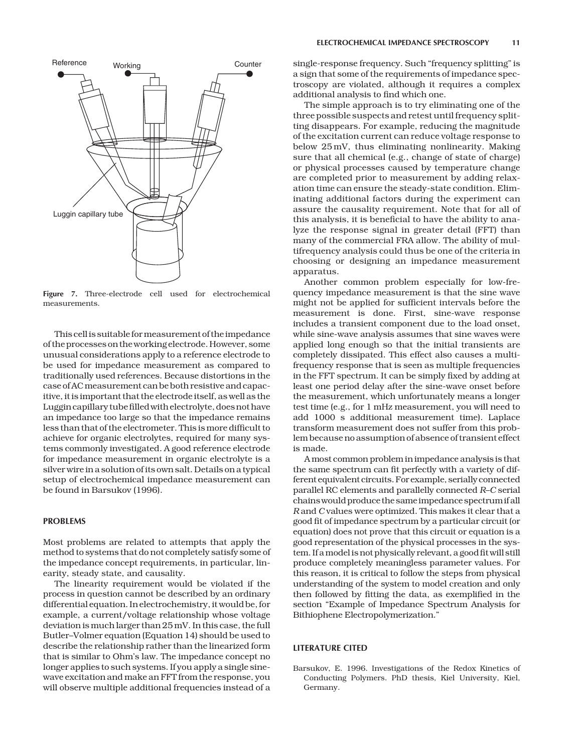Reference

Working

Counter

Luggin capillary tube

**Figure 7.** Three-electrode cell used for electrochemical measurements.

This cell is suitable for measurement of the impedance of the processes on the working electrode. However, some unusual considerations apply to a reference electrode to be used for impedance measurement as compared to traditionally used references. Because distortions in the case of AC measurement can be both resistive and capacitive, it is important that the electrode itself, as well as the Luggin capillary tube filled with electrolyte, does not have an impedance too large so that the impedance remains less than that of the electrometer. This is more difficult to achieve for organic electrolytes, required for many systems commonly investigated. A good reference electrode for impedance measurement in organic electrolyte is a silver wire in a solution of its own salt. Details on a typical setup of electrochemical impedance measurement can be found in Barsukov (1996).

## PROBLEMS

Most problems are related to attempts that apply the method to systems that do not completely satisfy some of the impedance concept requirements, in particular, linearity, steady state, and causality.

The linearity requirement would be violated if the process in question cannot be described by an ordinary differential equation. In electrochemistry, it would be, for example, a current/voltage relationship whose voltage deviation is much larger than 25 mV. In this case, the full Butler–Volmer equation (Equation 14) should be used to describe the relationship rather than the linearized form that is similar to Ohm's law. The impedance concept no longer applies to such systems. If you apply a single sine-wave excitation and make an FFT from the response, you will observe multiple additional frequencies instead of a single-response frequency. Such "frequency splitting" is a sign that some of the requirements of impedance spectroscopy are violated, although it requires a complex additional analysis to find which one.

The simple approach is to try eliminating one of the three possible suspects and retest until frequency splitting disappears. For example, reducing the magnitude of the excitation current can reduce voltage response to below 25 mV, thus eliminating nonlinearity. Making sure that all chemical (e.g., change of state of charge) or physical processes caused by temperature change are completed prior to measurement by adding relaxation time can ensure the steady-state condition. Eliminating additional factors during the experiment can assure the causality requirement. Note that for all of this analysis, it is beneficial to have the ability to analyze the response signal in greater detail (FFT) than many of the commercial FRA allow. The ability of multifrequency analysis could thus be one of the criteria in choosing or designing an impedance measurement apparatus.

Another common problem especially for low-frequency impedance measurement is that the sine wave might not be applied for sufficient intervals before the measurement is done. First, sine-wave response includes a transient component due to the load onset, while sine-wave analysis assumes that sine waves were applied long enough so that the initial transients are completely dissipated. This effect also causes a multi-frequency response that is seen as multiple frequencies in the FFT spectrum. It can be simply fixed by adding at least one period delay after the sine-wave onset before the measurement, which unfortunately means a longer test time (e.g., for 1 mHz measurement, you will need to add 1000 s additional measurement time). Laplace transform measurement does not suffer from this problem because no assumption of absence of transient effect is made.

A most common problem in impedance analysis is that the same spectrum can fit perfectly with a variety of different equivalent circuits. For example, serially connected parallel RC elements and parallelly connected *R*–*C* serial chains would produce the same impedance spectrum if all *R* and *C* values were optimized. This makes it clear that a good fit of impedance spectrum by a particular circuit (or equation) does not prove that this circuit or equation is a good representation of the physical processes in the system. If a model is not physically relevant, a good fit will still produce completely meaningless parameter values. For this reason, it is critical to follow the steps from physical understanding of the system to model creation and only then followed by fitting the data, as exemplified in the section "Example of Impedance Spectrum Analysis for Bithiophene Electropolymerization."

## LITERATURE CITED

Barsukov, E. 1996. Investigations of the Redox Kinetics of Conducting Polymers. PhD thesis, Kiel University, Kiel, Germany.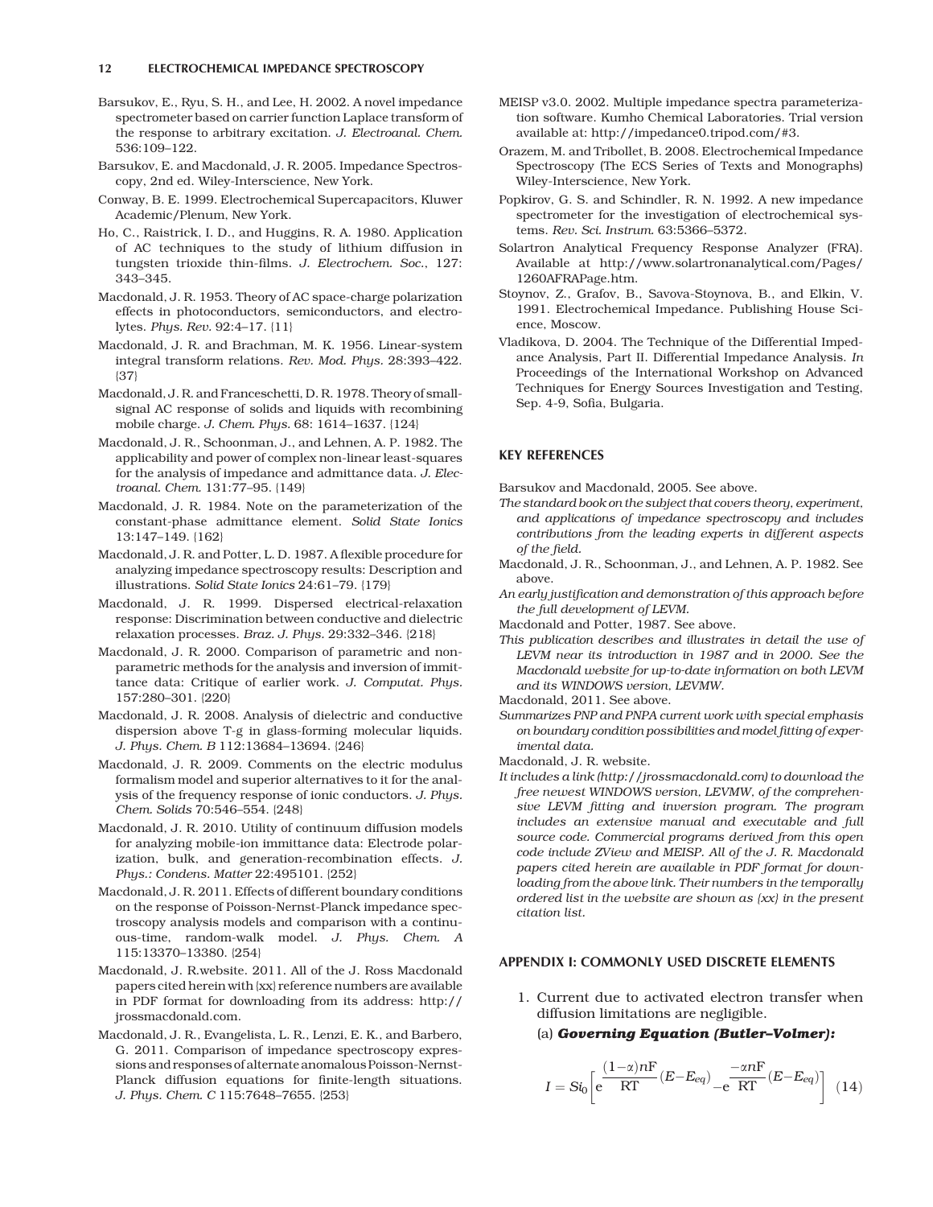Barsukov, E., Ryu, S. H., and Lee, H. 2002. A novel impedance spectrometer based on carrier function Laplace transform of the response to arbitrary excitation. *J. Electroanal. Chem.* 536:109–122.

Barsukov, E. and Macdonald, J. R. 2005. Impedance Spectroscopy, 2nd ed. Wiley-Interscience, New York.

Conway, B. E. 1999. Electrochemical Supercapacitors, Kluwer Academic/Plenum, New York.

Ho, C., Raistrick, I. D., and Huggins, R. A. 1980. Application of AC techniques to the study of lithium diffusion in tungsten trioxide thin-films. *J. Electrochem. Soc.*, 127: 343–345.

Macdonald, J. R. 1953. Theory of AC space-charge polarization effects in photoconductors, semiconductors, and electrolytes. *Phys. Rev.* 92:4–17. {11}

Macdonald, J. R. and Brachman, M. K. 1956. Linear-system integral transform relations. *Rev. Mod. Phys.* 28:393–422. {37}

Macdonald, J. R. and Franceschetti, D. R. 1978. Theory of small-signal AC response of solids and liquids with recombining mobile charge. *J. Chem. Phys.* 68: 1614–1637. {124}

Macdonald, J. R., Schoonman, J., and Lehnen, A. P. 1982. The applicability and power of complex non-linear least-squares for the analysis of impedance and admittance data. *J. Electroanal. Chem.* 131:77–95. {149}

Macdonald, J. R. 1984. Note on the parameterization of the constant-phase admittance element. *Solid State Ionics* 13:147–149. {162}

Macdonald, J. R. and Potter, L. D. 1987. A flexible procedure for analyzing impedance spectroscopy results: Description and illustrations. *Solid State Ionics* 24:61–79. {179}

Macdonald, J. R. 1999. Dispersed electrical-relaxation response: Discrimination between conductive and dielectric relaxation processes. *Braz. J. Phys.* 29:332–346. {218}

Macdonald, J. R. 2000. Comparison of parametric and nonparametric methods for the analysis and inversion of immittance data: Critique of earlier work. *J. Computat. Phys.* 157:280–301. {220}

Macdonald, J. R. 2008. Analysis of dielectric and conductive dispersion above T-g in glass-forming molecular liquids. *J. Phys. Chem. B* 112:13684–13694. {246}

Macdonald, J. R. 2009. Comments on the electric modulus formalism model and superior alternatives to it for the analysis of the frequency response of ionic conductors. *J. Phys. Chem. Solids* 70:546–554. {248}

Macdonald, J. R. 2010. Utility of continuum diffusion models for analyzing mobile-ion immittance data: Electrode polarization, bulk, and generation-recombination effects. *J. Phys.: Condens. Matter* 22:495101. {252}

Macdonald, J. R. 2011. Effects of different boundary conditions on the response of Poisson-Nernst-Planck impedance spectroscopy analysis models and comparison with a continuous-time, random-walk model. *J. Phys. Chem. A* 115:13370–13380. {254}

Macdonald, J. R.website. 2011. All of the J. Ross Macdonald papers cited herein with {xx} reference numbers are available in PDF format for downloading from its address: http://jrossmacdonald.com.

Macdonald, J. R., Evangelista, L. R., Lenzi, E. K., and Barbero, G. 2011. Comparison of impedance spectroscopy expressions and responses of alternate anomalous Poisson-Nernst-Planck diffusion equations for finite-length situations. *J. Phys. Chem. C* 115:7648–7655. {253}

MEISP v3.0. 2002. Multiple impedance spectra parameterization software. Kumho Chemical Laboratories. Trial version available at: http://impedance0.tripod.com/#3.

Orazem, M. and Tribollet, B. 2008. Electrochemical Impedance Spectroscopy (The ECS Series of Texts and Monographs) Wiley-Interscience, New York.

Popkirov, G. S. and Schindler, R. N. 1992. A new impedance spectrometer for the investigation of electrochemical systems. *Rev. Sci. Instrum.* 63:5366–5372.

Solartron Analytical Frequency Response Analyzer (FRA). Available at http://www.solartronanalytical.com/Pages/1260AFRAPage.htm.

Stoynov, Z., Grafov, B., Savova-Stoynova, B., and Elkin, V. 1991. Electrochemical Impedance. Publishing House Science, Moscow.

Vladikova, D. 2004. The Technique of the Differential Impedance Analysis, Part II. Differential Impedance Analysis. *In* Proceedings of the International Workshop on Advanced Techniques for Energy Sources Investigation and Testing, Sep. 4-9, Sofia, Bulgaria.

## KEY REFERENCES

Barsukov and Macdonald, 2005. See above.

*The standard book on the subject that covers theory, experiment, and applications of impedance spectroscopy and includes contributions from the leading experts in different aspects of the field.*

Macdonald, J. R., Schoonman, J., and Lehnen, A. P. 1982. See above.

*An early justification and demonstration of this approach before the full development of LEVM.*

Macdonald and Potter, 1987. See above.

*This publication describes and illustrates in detail the use of LEVM near its introduction in 1987 and in 2000. See the Macdonald website for up-to-date information on both LEVM and its WINDOWS version, LEVMW.*

Macdonald, 2011. See above.

*Summarizes PNP and PNPA current work with special emphasis on boundary condition possibilities and model fitting of experimental data.*

Macdonald, J. R. website.

*It includes a link (http://jrossmacdonald.com) to download the free newest WINDOWS version, LEVMW, of the comprehensive LEVM fitting and inversion program. The program includes an extensive manual and executable and full source code. Commercial programs derived from this open code include ZView and MEISP. All of the J. R. Macdonald papers cited herein are available in PDF format for downloading from the above link. Their numbers in the temporally ordered list in the website are shown as {xx} in the present citation list.*

## APPENDIX I: COMMONLY USED DISCRETE ELEMENTS

1. Current due to activated electron transfer when diffusion limitations are negligible.

   (a) ***Governing Equation (Butler–Volmer):***

$$I = Si_0\left[e^{\frac{(1-\alpha)nF}{RT}(E-E_{eq})} - e^{\frac{-\alpha nF}{RT}(E-E_{eq})}\right] \quad (14)$$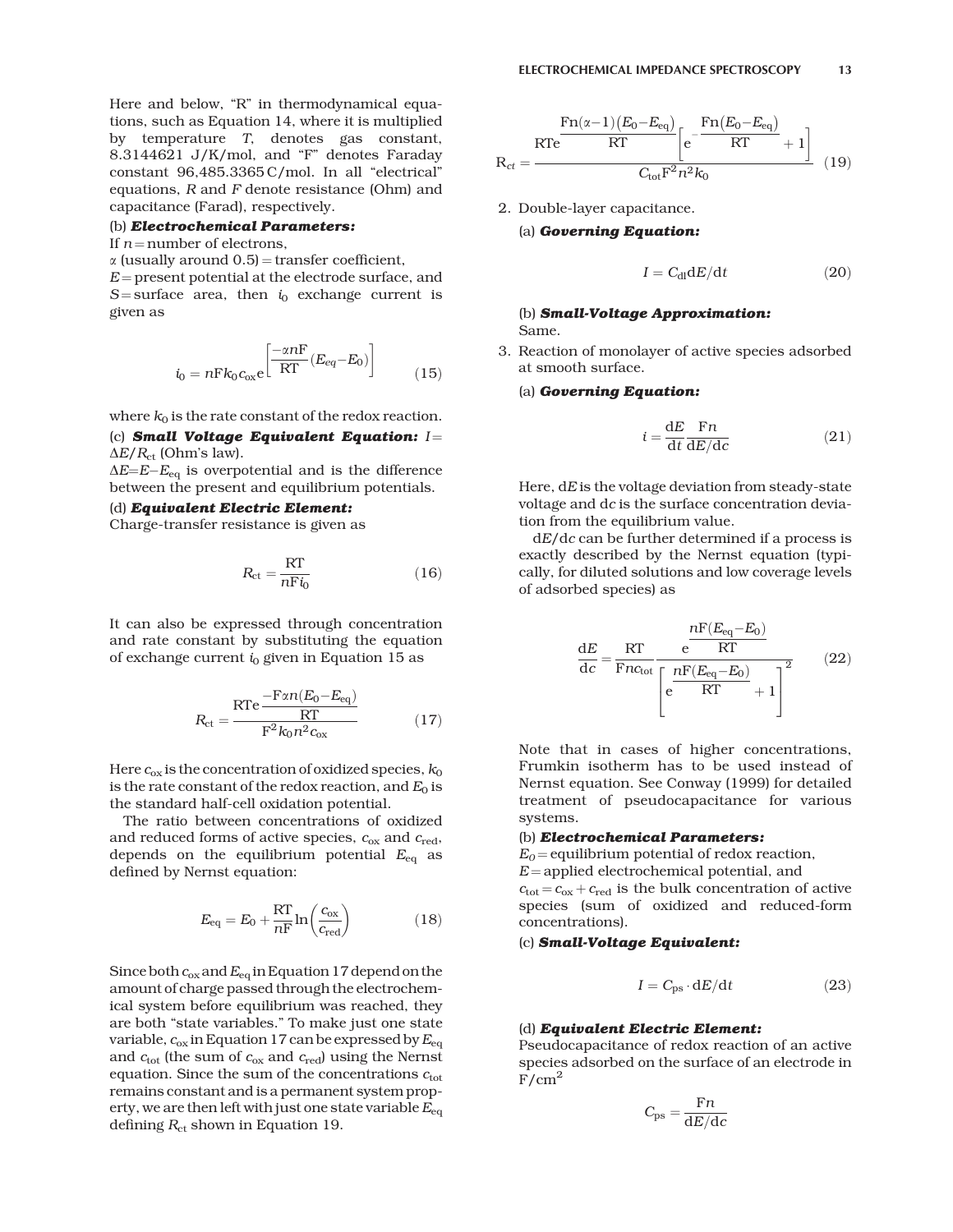Here and below, "R" in thermodynamical equations, such as Equation 14, where it is multiplied by temperature $T$, denotes gas constant, 8.3144621 J/K/mol, and "F" denotes Faraday constant 96,485.3365 C/mol. In all "electrical" equations, $R$ and $F$ denote resistance (Ohm) and capacitance (Farad), respectively.

(b) ***Electrochemical Parameters:***

If $n$ = number of electrons,
$\alpha$ (usually around 0.5) = transfer coefficient,
$E$ = present potential at the electrode surface, and
$S$ = surface area, then $i_0$ exchange current is given as

$$i_0 = n\mathrm{F}k_0 c_{\mathrm{ox}} e^{\left[\frac{-\alpha n\mathrm{F}}{\mathrm{RT}}(E_{eq} - E_0)\right]} \tag{15}$$

where $k_0$ is the rate constant of the redox reaction.

(c) ***Small Voltage Equivalent Equation:*** $I = \Delta E / R_{\mathrm{ct}}$ (Ohm's law).

$\Delta E = E - E_{\mathrm{eq}}$ is overpotential and is the difference between the present and equilibrium potentials.

(d) ***Equivalent Electric Element:***

Charge-transfer resistance is given as

$$R_{\mathrm{ct}} = \frac{\mathrm{RT}}{n\mathrm{F}i_0} \tag{16}$$

It can also be expressed through concentration and rate constant by substituting the equation of exchange current $i_0$ given in Equation 15 as

$$R_{\mathrm{ct}} = \frac{\mathrm{RT}e^{\frac{-\mathrm{F}\alpha n(E_0 - E_{\mathrm{eq}})}{\mathrm{RT}}}}{\mathrm{F}^2 k_0 n^2 c_{\mathrm{ox}}} \tag{17}$$

Here $c_{\mathrm{ox}}$ is the concentration of oxidized species, $k_0$ is the rate constant of the redox reaction, and $E_0$ is the standard half-cell oxidation potential.

The ratio between concentrations of oxidized and reduced forms of active species, $c_{\mathrm{ox}}$ and $c_{\mathrm{red}}$, depends on the equilibrium potential $E_{\mathrm{eq}}$ as defined by Nernst equation:

$$E_{\mathrm{eq}} = E_0 + \frac{\mathrm{RT}}{n\mathrm{F}} \ln\left(\frac{c_{\mathrm{ox}}}{c_{\mathrm{red}}}\right) \tag{18}$$

Since both $c_{\mathrm{ox}}$ and $E_{\mathrm{eq}}$ in Equation 17 depend on the amount of charge passed through the electrochemical system before equilibrium was reached, they are both "state variables." To make just one state variable, $c_{\mathrm{ox}}$ in Equation 17 can be expressed by $E_{\mathrm{eq}}$ and $c_{\mathrm{tot}}$ (the sum of $c_{\mathrm{ox}}$ and $c_{\mathrm{red}}$) using the Nernst equation. Since the sum of the concentrations $c_{\mathrm{tot}}$ remains constant and is a permanent system property, we are then left with just one state variable $E_{\mathrm{eq}}$ defining $R_{\mathrm{ct}}$ shown in Equation 19.

$$\mathrm{R}_{ct} = \frac{\mathrm{RT}e^{\frac{\mathrm{F}n(\alpha - 1)(E_0 - E_{\mathrm{eq}})}{\mathrm{RT}}}\left[e^{-\frac{\mathrm{F}n(E_0 - E_{\mathrm{eq}})}{\mathrm{RT}}} + 1\right]}{C_{\mathrm{tot}}\mathrm{F}^2 n^2 k_0} \tag{19}$$

2. Double-layer capacitance.

(a) ***Governing Equation:***

$$I = C_{\mathrm{dl}} \mathrm{d}E/\mathrm{d}t \tag{20}$$

(b) ***Small-Voltage Approximation:***

Same.

3. Reaction of monolayer of active species adsorbed at smooth surface.

(a) ***Governing Equation:***

$$i = \frac{\mathrm{d}E}{\mathrm{d}t}\frac{\mathrm{F}n}{\mathrm{d}E/\mathrm{d}c} \tag{21}$$

Here, $\mathrm{d}E$ is the voltage deviation from steady-state voltage and $\mathrm{d}c$ is the surface concentration deviation from the equilibrium value.

$\mathrm{d}E/\mathrm{d}c$ can be further determined if a process is exactly described by the Nernst equation (typically, for diluted solutions and low coverage levels of adsorbed species) as

$$\frac{\mathrm{d}E}{\mathrm{d}c} = \frac{\mathrm{RT}}{\mathrm{F}nc_{\mathrm{tot}}}\frac{e^{\frac{n\mathrm{F}(E_{\mathrm{eq}} - E_0)}{\mathrm{RT}}}}{\left[e^{\frac{n\mathrm{F}(E_{\mathrm{eq}} - E_0)}{\mathrm{RT}}} + 1\right]^2} \tag{22}$$

Note that in cases of higher concentrations, Frumkin isotherm has to be used instead of Nernst equation. See Conway (1999) for detailed treatment of pseudocapacitance for various systems.

(b) ***Electrochemical Parameters:***

$E_0$ = equilibrium potential of redox reaction,
$E$ = applied electrochemical potential, and
$c_{\mathrm{tot}} = c_{\mathrm{ox}} + c_{\mathrm{red}}$ is the bulk concentration of active species (sum of oxidized and reduced-form concentrations).

(c) ***Small-Voltage Equivalent:***

$$I = C_{\mathrm{ps}} \cdot \mathrm{d}E/\mathrm{d}t \tag{23}$$

(d) ***Equivalent Electric Element:***

Pseudocapacitance of redox reaction of an active species adsorbed on the surface of an electrode in $\mathrm{F/cm^2}$

$$C_{\mathrm{ps}} = \frac{\mathrm{F}n}{\mathrm{d}E/\mathrm{d}c}$$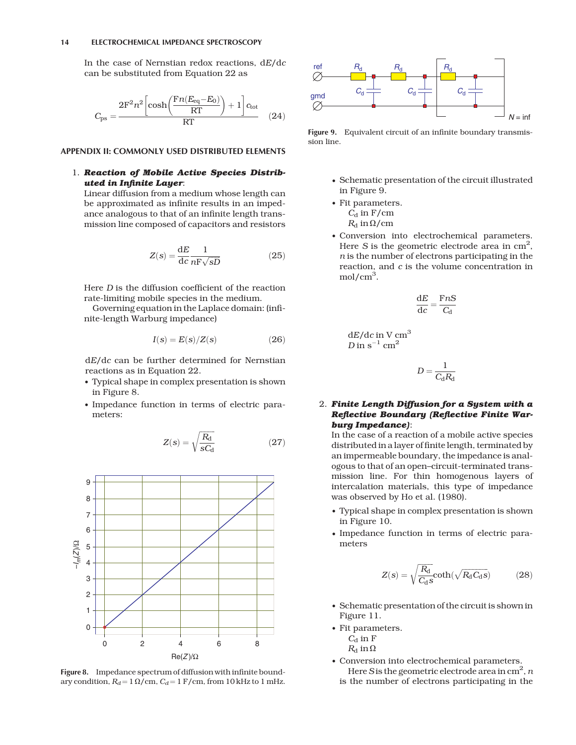In the case of Nernstian redox reactions, d$E$/d$c$ can be substituted from Equation 22 as

$$C_{\mathrm{ps}} = \frac{2\mathrm{F}^2 n^2 \left[\cosh\left(\frac{\mathrm{F}n(E_{\mathrm{eq}} - E_0)}{\mathrm{RT}}\right) + 1\right] c_{\mathrm{tot}}}{\mathrm{RT}} \quad (24)$$

## APPENDIX II: COMMONLY USED DISTRIBUTED ELEMENTS

1. ***Reaction of Mobile Active Species Distributed in Infinite Layer***:
Linear diffusion from a medium whose length can be approximated as infinite results in an impedance analogous to that of an infinite length transmission line composed of capacitors and resistors

$$Z(s) = \frac{\mathrm{d}E}{\mathrm{d}c} \frac{1}{n\mathrm{F}\sqrt{sD}} \quad (25)$$

Here $D$ is the diffusion coefficient of the reaction rate-limiting mobile species in the medium.
Governing equation in the Laplace domain: (infinite-length Warburg impedance)

$$I(s) = E(s)/Z(s) \quad (26)$$

d$E$/d$c$ can be further determined for Nernstian reactions as in Equation 22.

- Typical shape in complex presentation is shown in Figure 8.
- Impedance function in terms of electric parameters:

$$Z(s) = \sqrt{\frac{R_{\mathrm{d}}}{sC_{\mathrm{d}}}} \quad (27)$$

**Figure 8.** Impedance spectrum of diffusion with infinite boundary condition, $R_d = 1\,\Omega/\mathrm{cm}$, $C_d = 1\,\mathrm{F/cm}$, from 10 kHz to 1 mHz.

**Figure 9.** Equivalent circuit of an infinite boundary transmission line.

- Schematic presentation of the circuit illustrated in Figure 9.
- Fit parameters.
  $C_{\mathrm{d}}$ in F/cm
  $R_{\mathrm{d}}$ in $\Omega$/cm
- Conversion into electrochemical parameters. Here $S$ is the geometric electrode area in cm$^2$, $n$ is the number of electrons participating in the reaction, and $c$ is the volume concentration in mol/cm$^3$.

$$\frac{\mathrm{d}E}{\mathrm{d}c} = \frac{\mathrm{F}nS}{C_{\mathrm{d}}}$$

d$E$/d$c$ in V cm$^3$
$D$ in s$^{-1}$ cm$^2$

$$D = \frac{1}{C_{\mathrm{d}} R_{\mathrm{d}}}$$

2. ***Finite Length Diffusion for a System with a Reflective Boundary (Reflective Finite Warburg Impedance)***:
In the case of a reaction of a mobile active species distributed in a layer of finite length, terminated by an impermeable boundary, the impedance is analogous to that of an open–circuit-terminated transmission line. For thin homogenous layers of intercalation materials, this type of impedance was observed by Ho et al. (1980).

- Typical shape in complex presentation is shown in Figure 10.
- Impedance function in terms of electric parameters

$$Z(s) = \sqrt{\frac{R_{\mathrm{d}}}{C_{\mathrm{d}} s}} \coth(\sqrt{R_{\mathrm{d}} C_{\mathrm{d}} s}) \quad (28)$$

- Schematic presentation of the circuit is shown in Figure 11.
- Fit parameters.
  $C_{\mathrm{d}}$ in F
  $R_{\mathrm{d}}$ in $\Omega$
- Conversion into electrochemical parameters.
  Here $S$ is the geometric electrode area in cm$^2$, $n$ is the number of electrons participating in the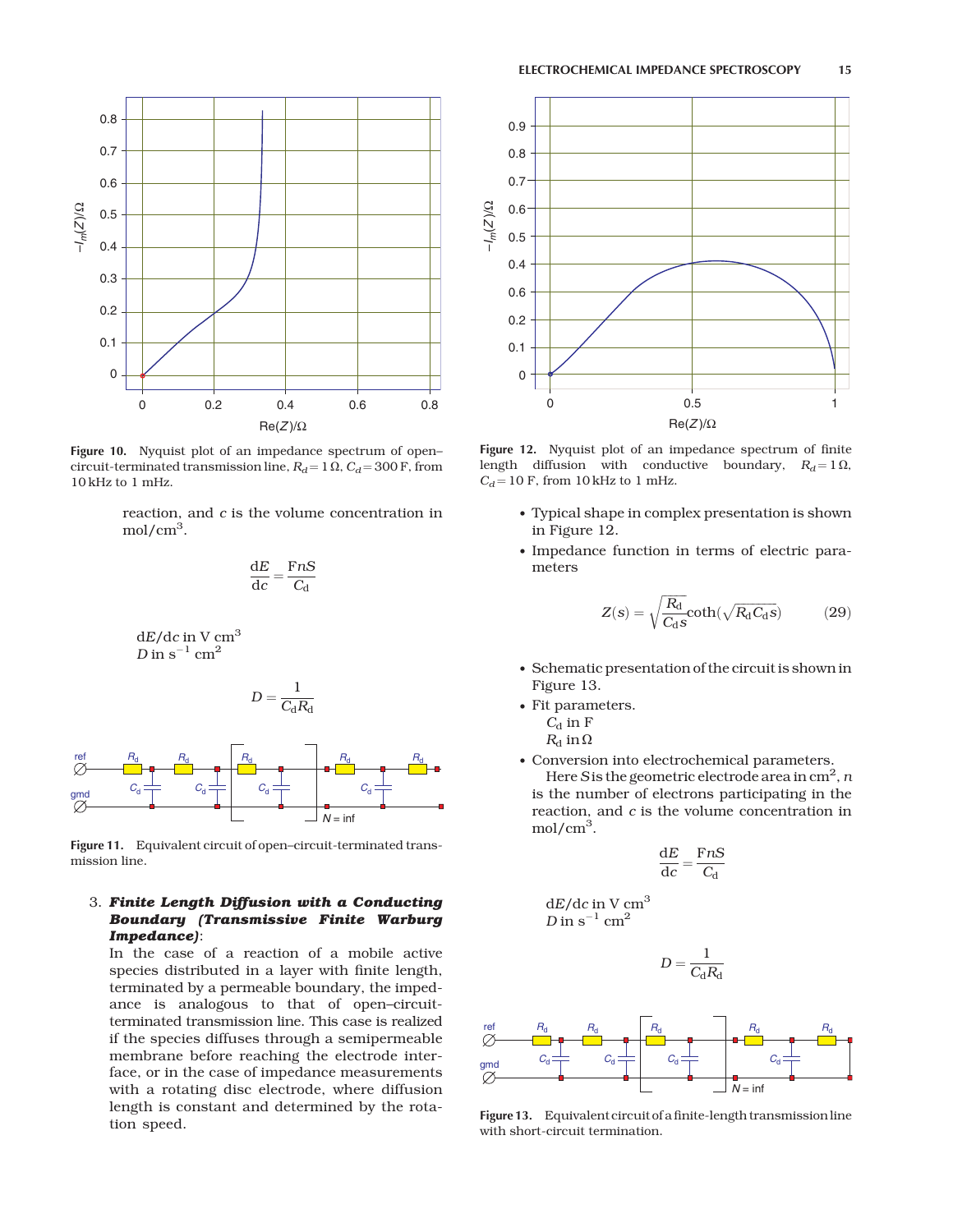Figure 10. Nyquist plot of an impedance spectrum of open–circuit-terminated transmission line, $R_d = 1\,\Omega$, $C_d = 300$ F, from 10 kHz to 1 mHz.

reaction, and $c$ is the volume concentration in mol/cm$^3$.

$$\frac{\mathrm{d}E}{\mathrm{d}c} = \frac{\mathrm{F}nS}{C_\mathrm{d}}$$

$\mathrm{d}E/\mathrm{d}c$ in V cm$^3$
$D$ in s$^{-1}$ cm$^2$

$$D = \frac{1}{C_\mathrm{d}R_\mathrm{d}}$$

Figure 11. Equivalent circuit of open–circuit-terminated transmission line.

3. ***Finite Length Diffusion with a Conducting Boundary (Transmissive Finite Warburg Impedance)***:
In the case of a reaction of a mobile active species distributed in a layer with finite length, terminated by a permeable boundary, the impedance is analogous to that of open–circuit-terminated transmission line. This case is realized if the species diffuses through a semipermeable membrane before reaching the electrode interface, or in the case of impedance measurements with a rotating disc electrode, where diffusion length is constant and determined by the rotation speed.

Figure 12. Nyquist plot of an impedance spectrum of finite length diffusion with conductive boundary, $R_d = 1\,\Omega$, $C_d = 10$ F, from 10 kHz to 1 mHz.

- Typical shape in complex presentation is shown in Figure 12.
- Impedance function in terms of electric parameters

$$Z(s) = \sqrt{\frac{R_\mathrm{d}}{C_\mathrm{d}s}}\coth(\sqrt{R_\mathrm{d}C_\mathrm{d}s}) \qquad (29)$$

- Schematic presentation of the circuit is shown in Figure 13.
- Fit parameters.
  $C_\mathrm{d}$ in F
  $R_\mathrm{d}$ in $\Omega$
- Conversion into electrochemical parameters.
  Here $S$ is the geometric electrode area in cm$^2$, $n$ is the number of electrons participating in the reaction, and $c$ is the volume concentration in mol/cm$^3$.

$$\frac{\mathrm{d}E}{\mathrm{d}c} = \frac{\mathrm{F}nS}{C_\mathrm{d}}$$

$\mathrm{d}E/\mathrm{d}c$ in V cm$^3$
$D$ in s$^{-1}$ cm$^2$

$$D = \frac{1}{C_\mathrm{d}R_\mathrm{d}}$$

Figure 13. Equivalent circuit of a finite-length transmission line with short-circuit termination.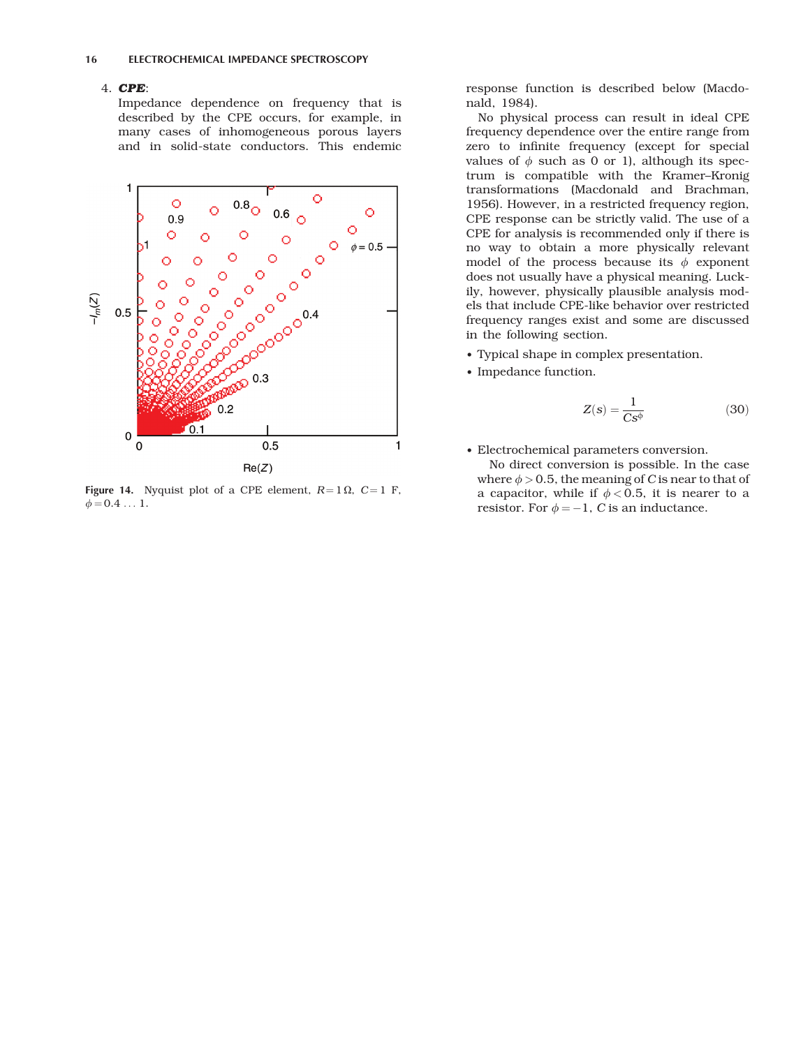4. ***CPE***:

Impedance dependence on frequency that is described by the CPE occurs, for example, in many cases of inhomogeneous porous layers and in solid-state conductors. This endemic response function is described below (Macdonald, 1984).

1
0.9
0.8
0.6
1
$\phi = 0.5$
0.5
0.4
0.3
0.2
0.1
0
0
0.5
1
$-I_m(Z)$
Re($Z$)

**Figure 14.** Nyquist plot of a CPE element, $R = 1\,\Omega$, $C = 1$ F, $\phi = 0.4 \ldots 1$.

No physical process can result in ideal CPE frequency dependence over the entire range from zero to infinite frequency (except for special values of $\phi$ such as 0 or 1), although its spectrum is compatible with the Kramer–Kronig transformations (Macdonald and Brachman, 1956). However, in a restricted frequency region, CPE response can be strictly valid. The use of a CPE for analysis is recommended only if there is no way to obtain a more physically relevant model of the process because its $\phi$ exponent does not usually have a physical meaning. Luckily, however, physically plausible analysis models that include CPE-like behavior over restricted frequency ranges exist and some are discussed in the following section.

- Typical shape in complex presentation.
- Impedance function.

$$Z(s) = \frac{1}{Cs^{\phi}} \tag{30}$$

- Electrochemical parameters conversion.

  No direct conversion is possible. In the case where $\phi > 0.5$, the meaning of $C$ is near to that of a capacitor, while if $\phi < 0.5$, it is nearer to a resistor. For $\phi = -1$, $C$ is an inductance.